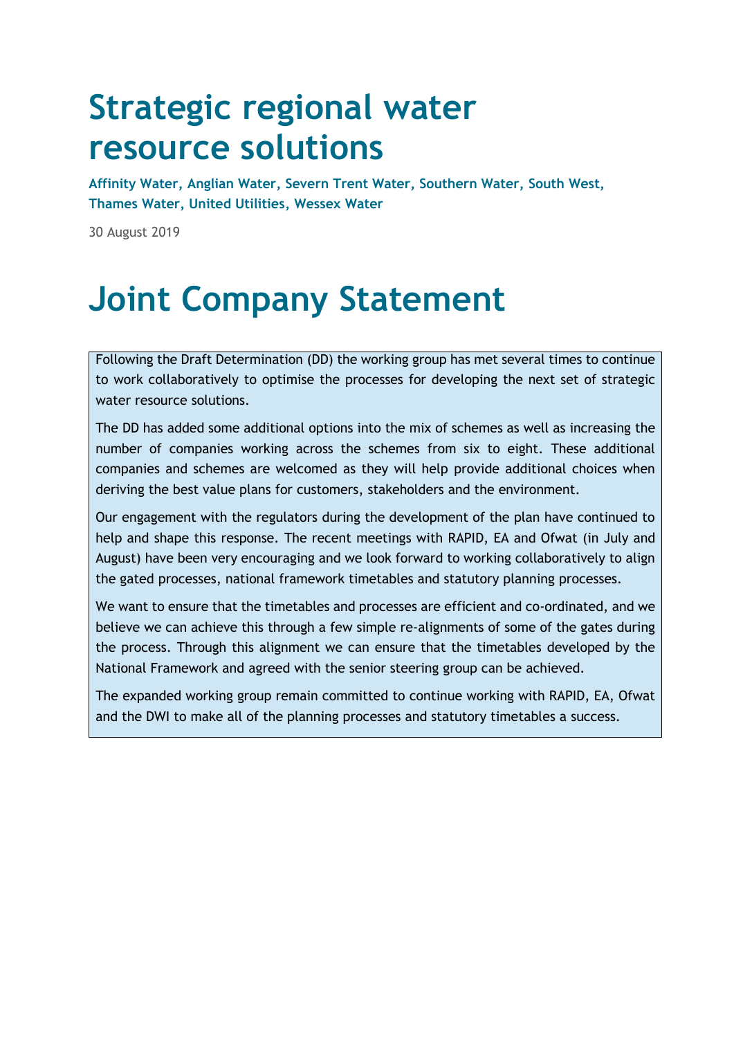# Strategic regional water resource solutions

**Affinity Water, Anglian Water, Severn Trent Water, Southern Water, South West, Thames Water, United Utilities, Wessex Water**

30 August 2019

# Joint Company Statement

Following the Draft Determination (DD) the working group has met several times to continue to work collaboratively to optimise the processes for developing the next set of strategic water resource solutions.

The DD has added some additional options into the mix of schemes as well as increasing the number of companies working across the schemes from six to eight. These additional companies and schemes are welcomed as they will help provide additional choices when deriving the best value plans for customers, stakeholders and the environment.

Our engagement with the regulators during the development of the plan have continued to help and shape this response. The recent meetings with RAPID, EA and Ofwat (in July and August) have been very encouraging and we look forward to working collaboratively to align the gated processes, national framework timetables and statutory planning processes.

We want to ensure that the timetables and processes are efficient and co-ordinated, and we believe we can achieve this through a few simple re-alignments of some of the gates during the process. Through this alignment we can ensure that the timetables developed by the National Framework and agreed with the senior steering group can be achieved.

The expanded working group remain committed to continue working with RAPID, EA, Ofwat and the DWI to make all of the planning processes and statutory timetables a success.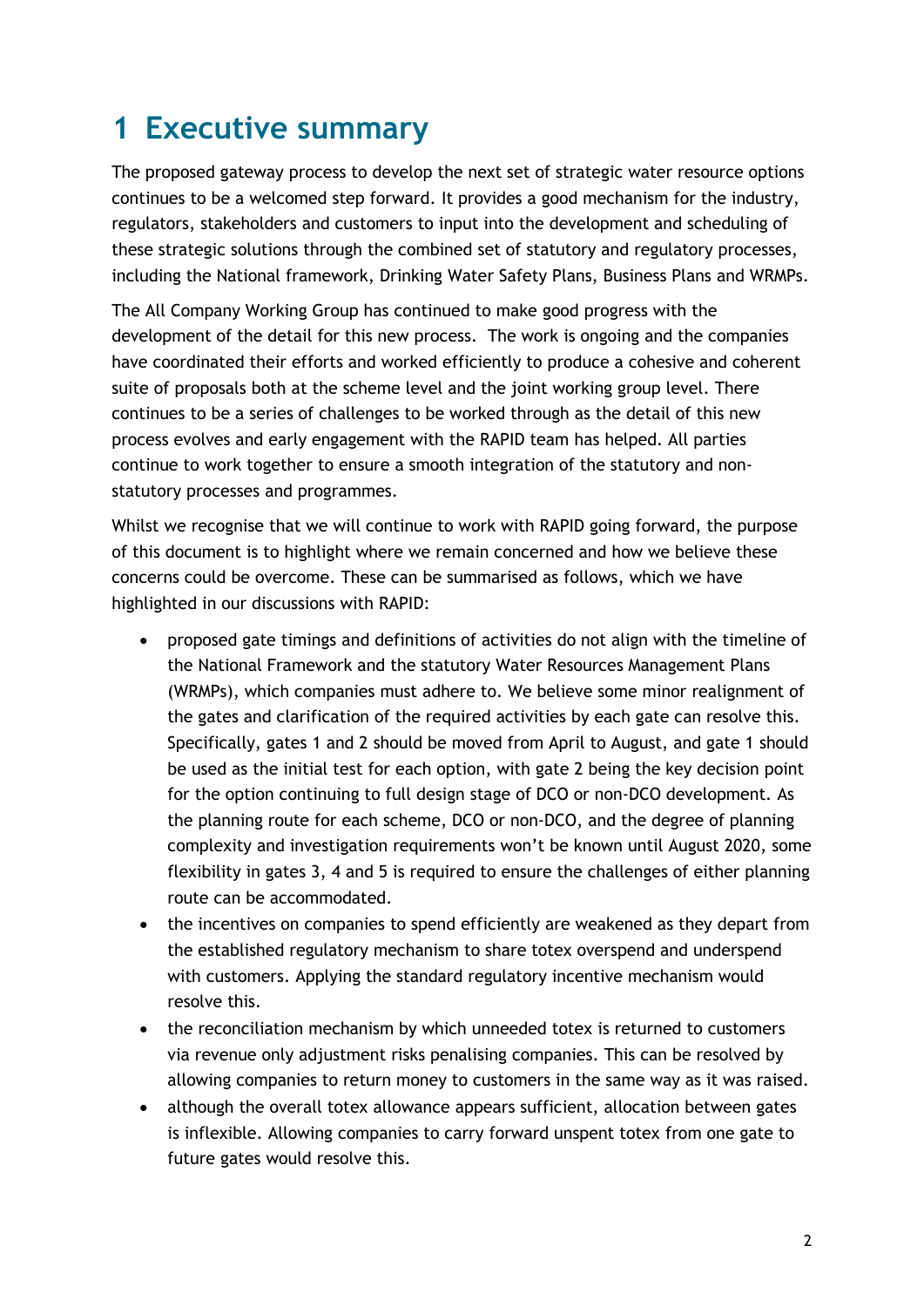# 1 Executive summary

The proposed gateway process to develop the next set of strategic water resource options continues to be a welcomed step forward. It provides a good mechanism for the industry, regulators, stakeholders and customers to input into the development and scheduling of these strategic solutions through the combined set of statutory and regulatory processes, including the National framework, Drinking Water Safety Plans, Business Plans and WRMPs.

The All Company Working Group has continued to make good progress with the development of the detail for this new process. The work is ongoing and the companies have coordinated their efforts and worked efficiently to produce a cohesive and coherent suite of proposals both at the scheme level and the joint working group level. There continues to be a series of challenges to be worked through as the detail of this new process evolves and early engagement with the RAPID team has helped. All parties continue to work together to ensure a smooth integration of the statutory and non-statutory processes and programmes.

Whilst we recognise that we will continue to work with RAPID going forward, the purpose of this document is to highlight where we remain concerned and how we believe these concerns could be overcome. These can be summarised as follows, which we have highlighted in our discussions with RAPID:

- proposed gate timings and definitions of activities do not align with the timeline of the National Framework and the statutory Water Resources Management Plans (WRMPs), which companies must adhere to. We believe some minor realignment of the gates and clarification of the required activities by each gate can resolve this. Specifically, gates 1 and 2 should be moved from April to August, and gate 1 should be used as the initial test for each option, with gate 2 being the key decision point for the option continuing to full design stage of DCO or non-DCO development. As the planning route for each scheme, DCO or non-DCO, and the degree of planning complexity and investigation requirements won't be known until August 2020, some flexibility in gates 3, 4 and 5 is required to ensure the challenges of either planning route can be accommodated.
- the incentives on companies to spend efficiently are weakened as they depart from the established regulatory mechanism to share totex overspend and underspend with customers. Applying the standard regulatory incentive mechanism would resolve this.
- the reconciliation mechanism by which unneeded totex is returned to customers via revenue only adjustment risks penalising companies. This can be resolved by allowing companies to return money to customers in the same way as it was raised.
- although the overall totex allowance appears sufficient, allocation between gates is inflexible. Allowing companies to carry forward unspent totex from one gate to future gates would resolve this.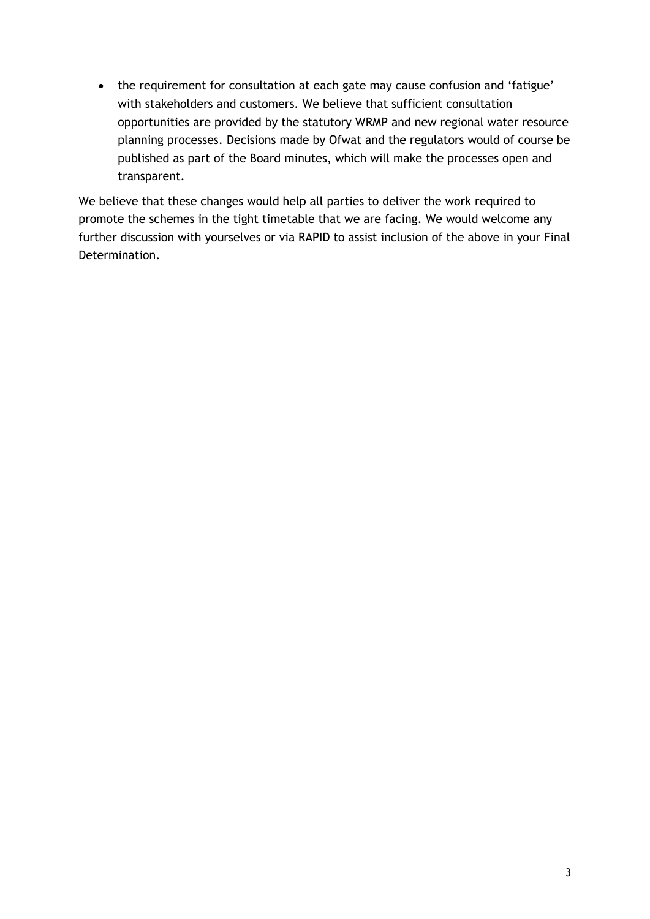- the requirement for consultation at each gate may cause confusion and 'fatigue' with stakeholders and customers. We believe that sufficient consultation opportunities are provided by the statutory WRMP and new regional water resource planning processes. Decisions made by Ofwat and the regulators would of course be published as part of the Board minutes, which will make the processes open and transparent.

We believe that these changes would help all parties to deliver the work required to promote the schemes in the tight timetable that we are facing. We would welcome any further discussion with yourselves or via RAPID to assist inclusion of the above in your Final Determination.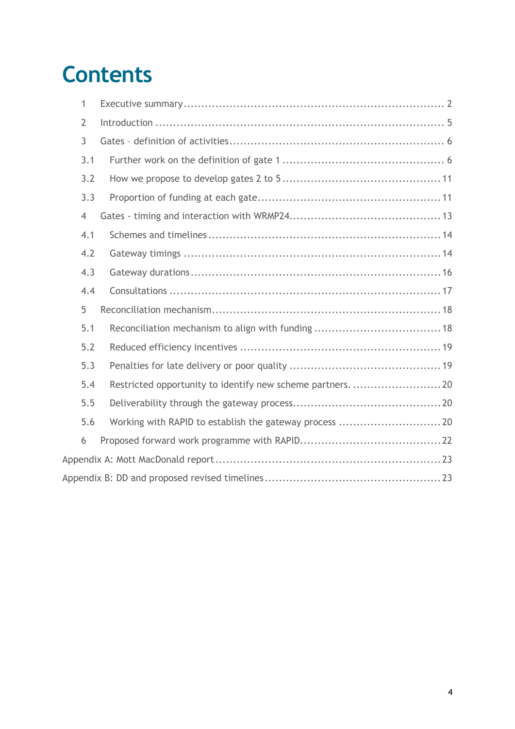# Contents

| | | |
|---|---|---|
| 1 | Executive summary | 2 |
| 2 | Introduction | 5 |
| 3 | Gates – definition of activities | 6 |
| 3.1 | Further work on the definition of gate 1 | 6 |
| 3.2 | How we propose to develop gates 2 to 5 | 11 |
| 3.3 | Proportion of funding at each gate | 11 |
| 4 | Gates - timing and interaction with WRMP24 | 13 |
| 4.1 | Schemes and timelines | 14 |
| 4.2 | Gateway timings | 14 |
| 4.3 | Gateway durations | 16 |
| 4.4 | Consultations | 17 |
| 5 | Reconciliation mechanism | 18 |
| 5.1 | Reconciliation mechanism to align with funding | 18 |
| 5.2 | Reduced efficiency incentives | 19 |
| 5.3 | Penalties for late delivery or poor quality | 19 |
| 5.4 | Restricted opportunity to identify new scheme partners. | 20 |
| 5.5 | Deliverability through the gateway process | 20 |
| 5.6 | Working with RAPID to establish the gateway process | 20 |
| 6 | Proposed forward work programme with RAPID | 22 |
| Appendix A: Mott MacDonald report | | 23 |
| Appendix B: DD and proposed revised timelines | | 23 |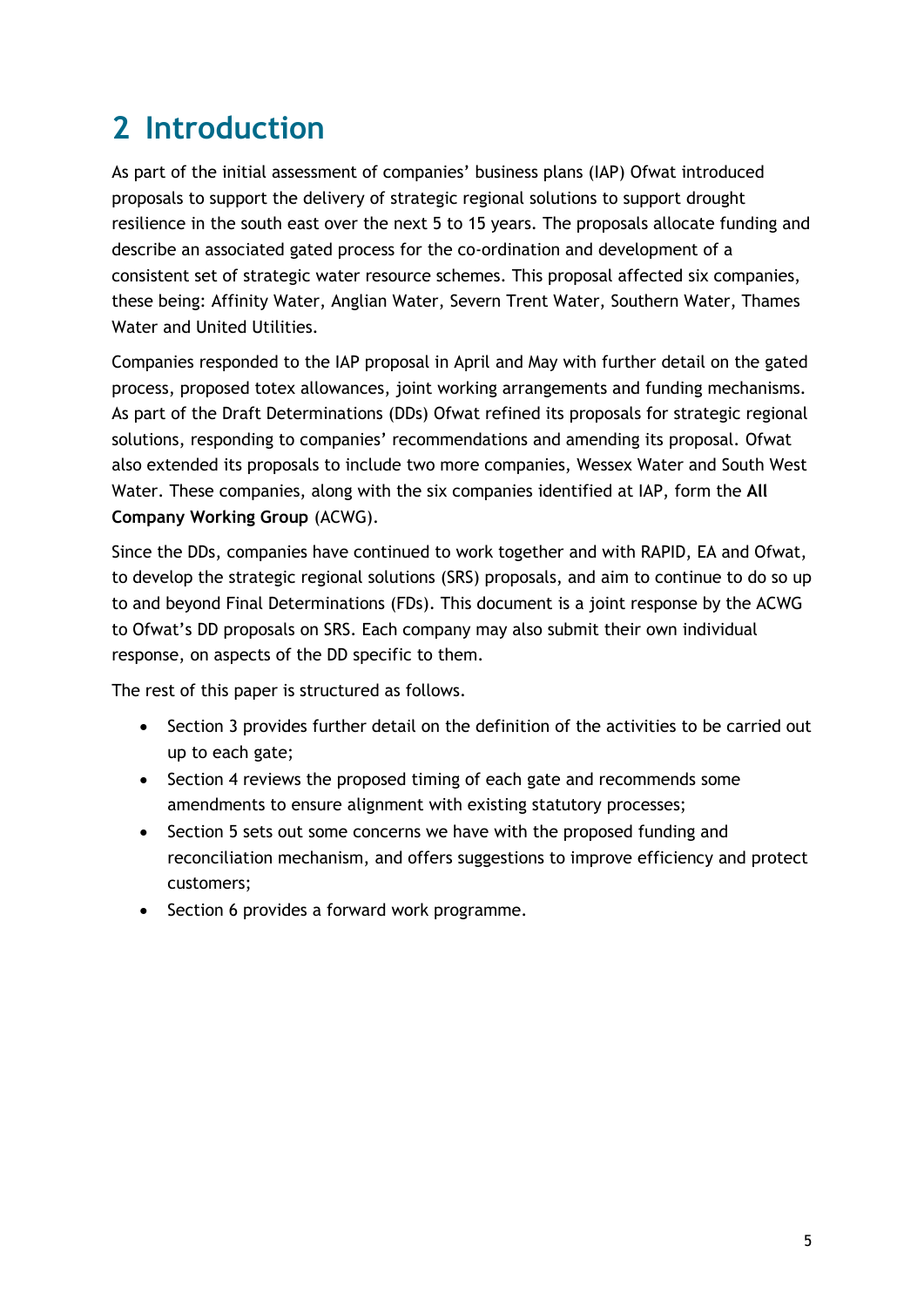# 2 Introduction

As part of the initial assessment of companies' business plans (IAP) Ofwat introduced proposals to support the delivery of strategic regional solutions to support drought resilience in the south east over the next 5 to 15 years. The proposals allocate funding and describe an associated gated process for the co-ordination and development of a consistent set of strategic water resource schemes. This proposal affected six companies, these being: Affinity Water, Anglian Water, Severn Trent Water, Southern Water, Thames Water and United Utilities.

Companies responded to the IAP proposal in April and May with further detail on the gated process, proposed totex allowances, joint working arrangements and funding mechanisms. As part of the Draft Determinations (DDs) Ofwat refined its proposals for strategic regional solutions, responding to companies' recommendations and amending its proposal. Ofwat also extended its proposals to include two more companies, Wessex Water and South West Water. These companies, along with the six companies identified at IAP, form the **All Company Working Group** (ACWG).

Since the DDs, companies have continued to work together and with RAPID, EA and Ofwat, to develop the strategic regional solutions (SRS) proposals, and aim to continue to do so up to and beyond Final Determinations (FDs). This document is a joint response by the ACWG to Ofwat's DD proposals on SRS. Each company may also submit their own individual response, on aspects of the DD specific to them.

The rest of this paper is structured as follows.

- Section 3 provides further detail on the definition of the activities to be carried out up to each gate;
- Section 4 reviews the proposed timing of each gate and recommends some amendments to ensure alignment with existing statutory processes;
- Section 5 sets out some concerns we have with the proposed funding and reconciliation mechanism, and offers suggestions to improve efficiency and protect customers;
- Section 6 provides a forward work programme.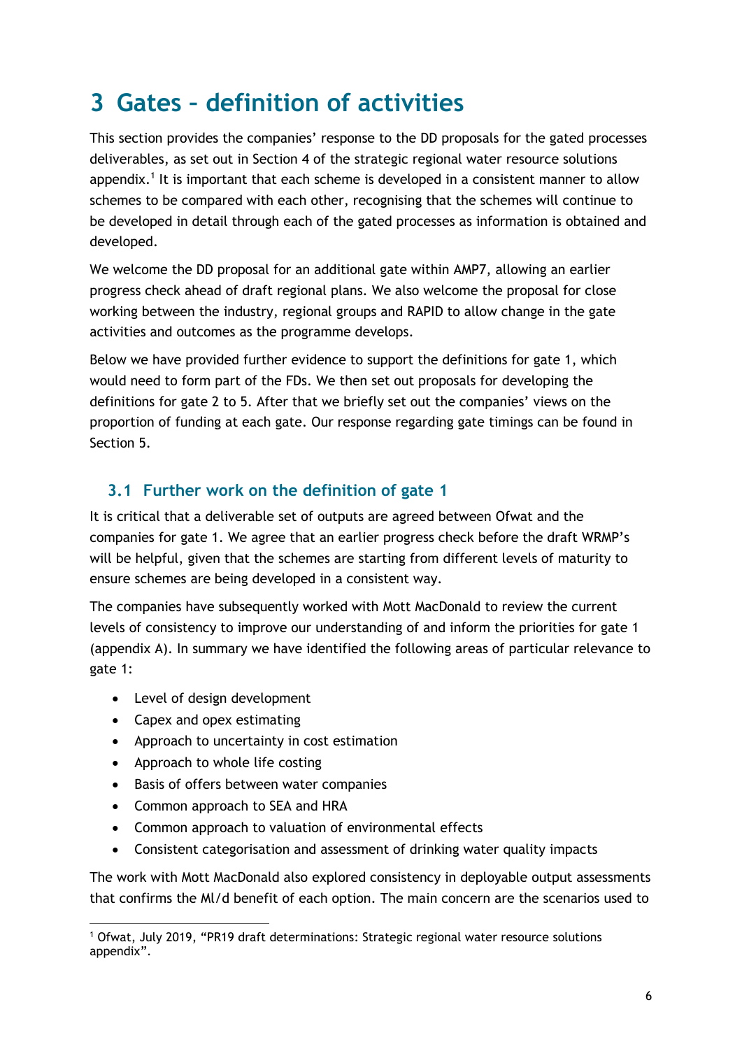# 3 Gates – definition of activities

This section provides the companies' response to the DD proposals for the gated processes deliverables, as set out in Section 4 of the strategic regional water resource solutions appendix.[1] It is important that each scheme is developed in a consistent manner to allow schemes to be compared with each other, recognising that the schemes will continue to be developed in detail through each of the gated processes as information is obtained and developed.

We welcome the DD proposal for an additional gate within AMP7, allowing an earlier progress check ahead of draft regional plans. We also welcome the proposal for close working between the industry, regional groups and RAPID to allow change in the gate activities and outcomes as the programme develops.

Below we have provided further evidence to support the definitions for gate 1, which would need to form part of the FDs. We then set out proposals for developing the definitions for gate 2 to 5. After that we briefly set out the companies' views on the proportion of funding at each gate. Our response regarding gate timings can be found in Section 5.

## 3.1 Further work on the definition of gate 1

It is critical that a deliverable set of outputs are agreed between Ofwat and the companies for gate 1. We agree that an earlier progress check before the draft WRMP's will be helpful, given that the schemes are starting from different levels of maturity to ensure schemes are being developed in a consistent way.

The companies have subsequently worked with Mott MacDonald to review the current levels of consistency to improve our understanding of and inform the priorities for gate 1 (appendix A). In summary we have identified the following areas of particular relevance to gate 1:

- Level of design development
- Capex and opex estimating
- Approach to uncertainty in cost estimation
- Approach to whole life costing
- Basis of offers between water companies
- Common approach to SEA and HRA
- Common approach to valuation of environmental effects
- Consistent categorisation and assessment of drinking water quality impacts

The work with Mott MacDonald also explored consistency in deployable output assessments that confirms the Ml/d benefit of each option. The main concern are the scenarios used to

[1] Ofwat, July 2019, "PR19 draft determinations: Strategic regional water resource solutions appendix".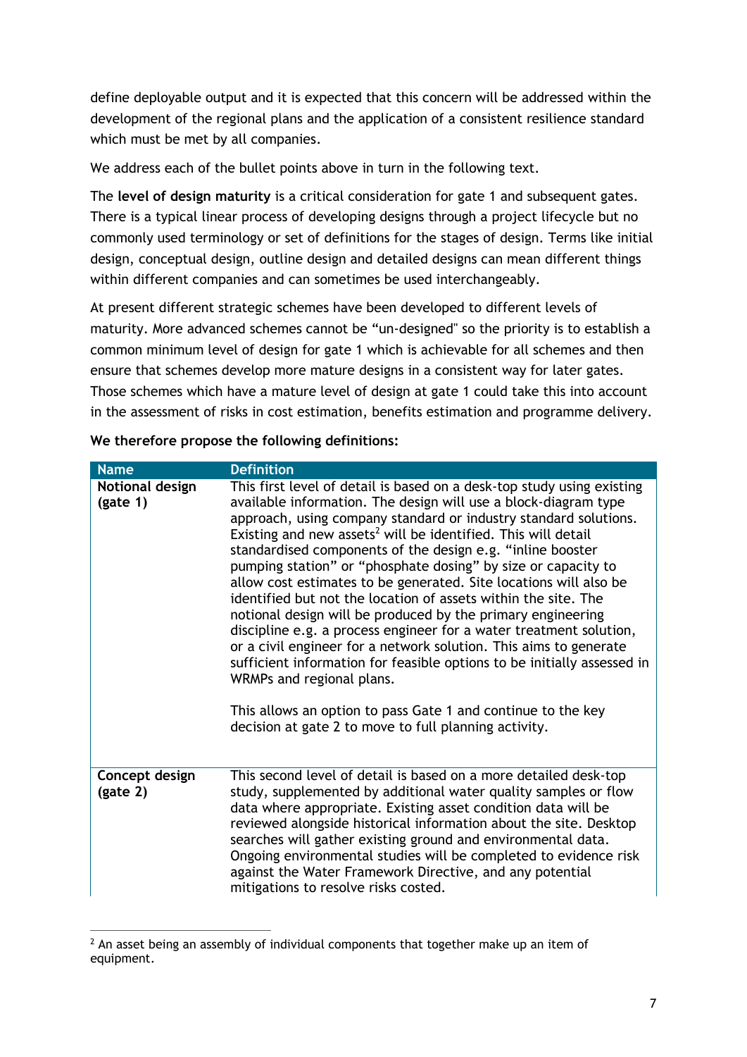define deployable output and it is expected that this concern will be addressed within the development of the regional plans and the application of a consistent resilience standard which must be met by all companies.

We address each of the bullet points above in turn in the following text.

The **level of design maturity** is a critical consideration for gate 1 and subsequent gates. There is a typical linear process of developing designs through a project lifecycle but no commonly used terminology or set of definitions for the stages of design. Terms like initial design, conceptual design, outline design and detailed designs can mean different things within different companies and can sometimes be used interchangeably.

At present different strategic schemes have been developed to different levels of maturity. More advanced schemes cannot be "un-designed" so the priority is to establish a common minimum level of design for gate 1 which is achievable for all schemes and then ensure that schemes develop more mature designs in a consistent way for later gates. Those schemes which have a mature level of design at gate 1 could take this into account in the assessment of risks in cost estimation, benefits estimation and programme delivery.

**We therefore propose the following definitions:**

| Name | Definition |
|---|---|
| **Notional design (gate 1)** | This first level of detail is based on a desk-top study using existing available information. The design will use a block-diagram type approach, using company standard or industry standard solutions. Existing and new assets[2] will be identified. This will detail standardised components of the design e.g. "inline booster pumping station" or "phosphate dosing" by size or capacity to allow cost estimates to be generated. Site locations will also be identified but not the location of assets within the site. The notional design will be produced by the primary engineering discipline e.g. a process engineer for a water treatment solution, or a civil engineer for a network solution. This aims to generate sufficient information for feasible options to be initially assessed in WRMPs and regional plans.<br><br>This allows an option to pass Gate 1 and continue to the key decision at gate 2 to move to full planning activity. |
| **Concept design (gate 2)** | This second level of detail is based on a more detailed desk-top study, supplemented by additional water quality samples or flow data where appropriate. Existing asset condition data will be reviewed alongside historical information about the site. Desktop searches will gather existing ground and environmental data. Ongoing environmental studies will be completed to evidence risk against the Water Framework Directive, and any potential mitigations to resolve risks costed. |

[2] An asset being an assembly of individual components that together make up an item of equipment.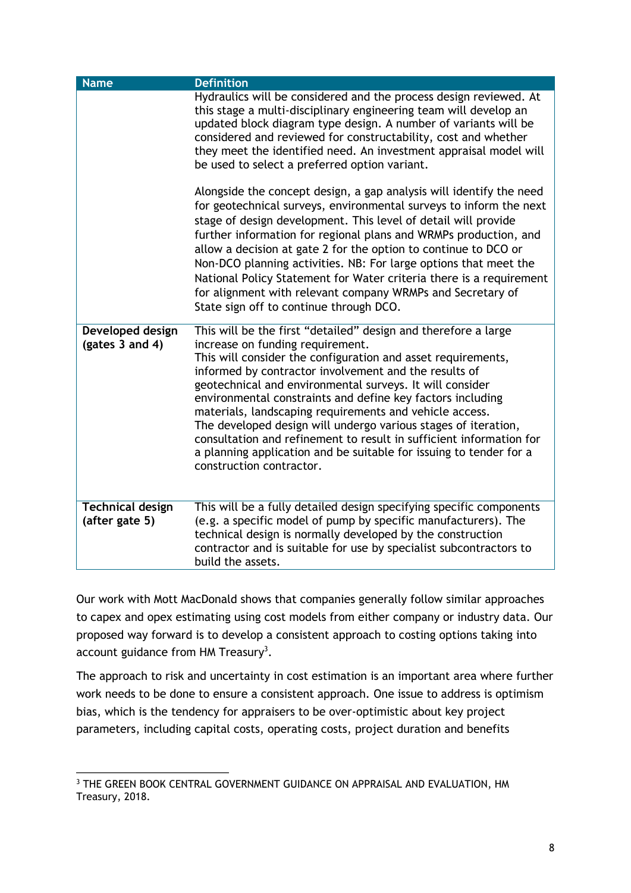| Name | Definition |
| --- | --- |
| | Hydraulics will be considered and the process design reviewed. At this stage a multi-disciplinary engineering team will develop an updated block diagram type design. A number of variants will be considered and reviewed for constructability, cost and whether they meet the identified need. An investment appraisal model will be used to select a preferred option variant.<br><br>Alongside the concept design, a gap analysis will identify the need for geotechnical surveys, environmental surveys to inform the next stage of design development. This level of detail will provide further information for regional plans and WRMPs production, and allow a decision at gate 2 for the option to continue to DCO or Non-DCO planning activities. NB: For large options that meet the National Policy Statement for Water criteria there is a requirement for alignment with relevant company WRMPs and Secretary of State sign off to continue through DCO. |
| **Developed design (gates 3 and 4)** | This will be the first "detailed" design and therefore a large increase on funding requirement.<br>This will consider the configuration and asset requirements, informed by contractor involvement and the results of geotechnical and environmental surveys. It will consider environmental constraints and define key factors including materials, landscaping requirements and vehicle access.<br>The developed design will undergo various stages of iteration, consultation and refinement to result in sufficient information for a planning application and be suitable for issuing to tender for a construction contractor. |
| **Technical design (after gate 5)** | This will be a fully detailed design specifying specific components (e.g. a specific model of pump by specific manufacturers). The technical design is normally developed by the construction contractor and is suitable for use by specialist subcontractors to build the assets. |

Our work with Mott MacDonald shows that companies generally follow similar approaches to capex and opex estimating using cost models from either company or industry data. Our proposed way forward is to develop a consistent approach to costing options taking into account guidance from HM Treasury[3].

The approach to risk and uncertainty in cost estimation is an important area where further work needs to be done to ensure a consistent approach. One issue to address is optimism bias, which is the tendency for appraisers to be over-optimistic about key project parameters, including capital costs, operating costs, project duration and benefits

[3] THE GREEN BOOK CENTRAL GOVERNMENT GUIDANCE ON APPRAISAL AND EVALUATION, HM Treasury, 2018.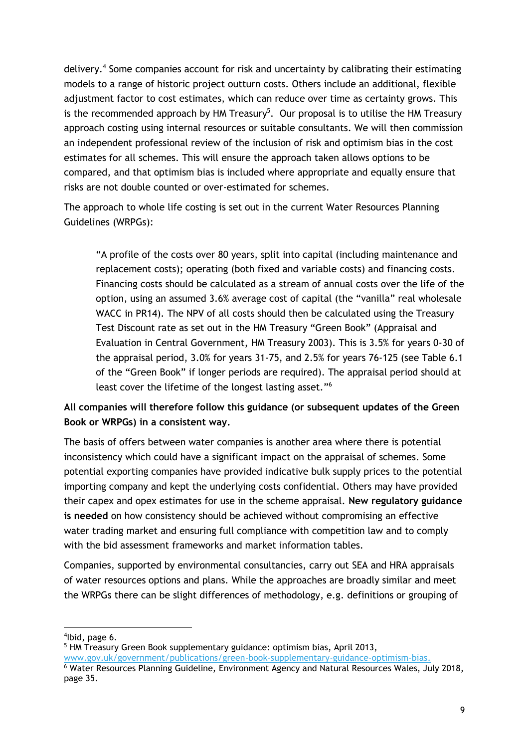delivery.[4] Some companies account for risk and uncertainty by calibrating their estimating models to a range of historic project outturn costs. Others include an additional, flexible adjustment factor to cost estimates, which can reduce over time as certainty grows. This is the recommended approach by HM Treasury[5]. Our proposal is to utilise the HM Treasury approach costing using internal resources or suitable consultants. We will then commission an independent professional review of the inclusion of risk and optimism bias in the cost estimates for all schemes. This will ensure the approach taken allows options to be compared, and that optimism bias is included where appropriate and equally ensure that risks are not double counted or over-estimated for schemes.

The approach to whole life costing is set out in the current Water Resources Planning Guidelines (WRPGs):

> "A profile of the costs over 80 years, split into capital (including maintenance and replacement costs); operating (both fixed and variable costs) and financing costs. Financing costs should be calculated as a stream of annual costs over the life of the option, using an assumed 3.6% average cost of capital (the "vanilla" real wholesale WACC in PR14). The NPV of all costs should then be calculated using the Treasury Test Discount rate as set out in the HM Treasury "Green Book" (Appraisal and Evaluation in Central Government, HM Treasury 2003). This is 3.5% for years 0-30 of the appraisal period, 3.0% for years 31-75, and 2.5% for years 76-125 (see Table 6.1 of the "Green Book" if longer periods are required). The appraisal period should at least cover the lifetime of the longest lasting asset."[6]

**All companies will therefore follow this guidance (or subsequent updates of the Green Book or WRPGs) in a consistent way.**

The basis of offers between water companies is another area where there is potential inconsistency which could have a significant impact on the appraisal of schemes. Some potential exporting companies have provided indicative bulk supply prices to the potential importing company and kept the underlying costs confidential. Others may have provided their capex and opex estimates for use in the scheme appraisal. **New regulatory guidance is needed** on how consistency should be achieved without compromising an effective water trading market and ensuring full compliance with competition law and to comply with the bid assessment frameworks and market information tables.

Companies, supported by environmental consultancies, carry out SEA and HRA appraisals of water resources options and plans. While the approaches are broadly similar and meet the WRPGs there can be slight differences of methodology, e.g. definitions or grouping of

---

[4] Ibid, page 6.

[5] HM Treasury Green Book supplementary guidance: optimism bias, April 2013, www.gov.uk/government/publications/green-book-supplementary-guidance-optimism-bias.

[6] Water Resources Planning Guideline, Environment Agency and Natural Resources Wales, July 2018, page 35.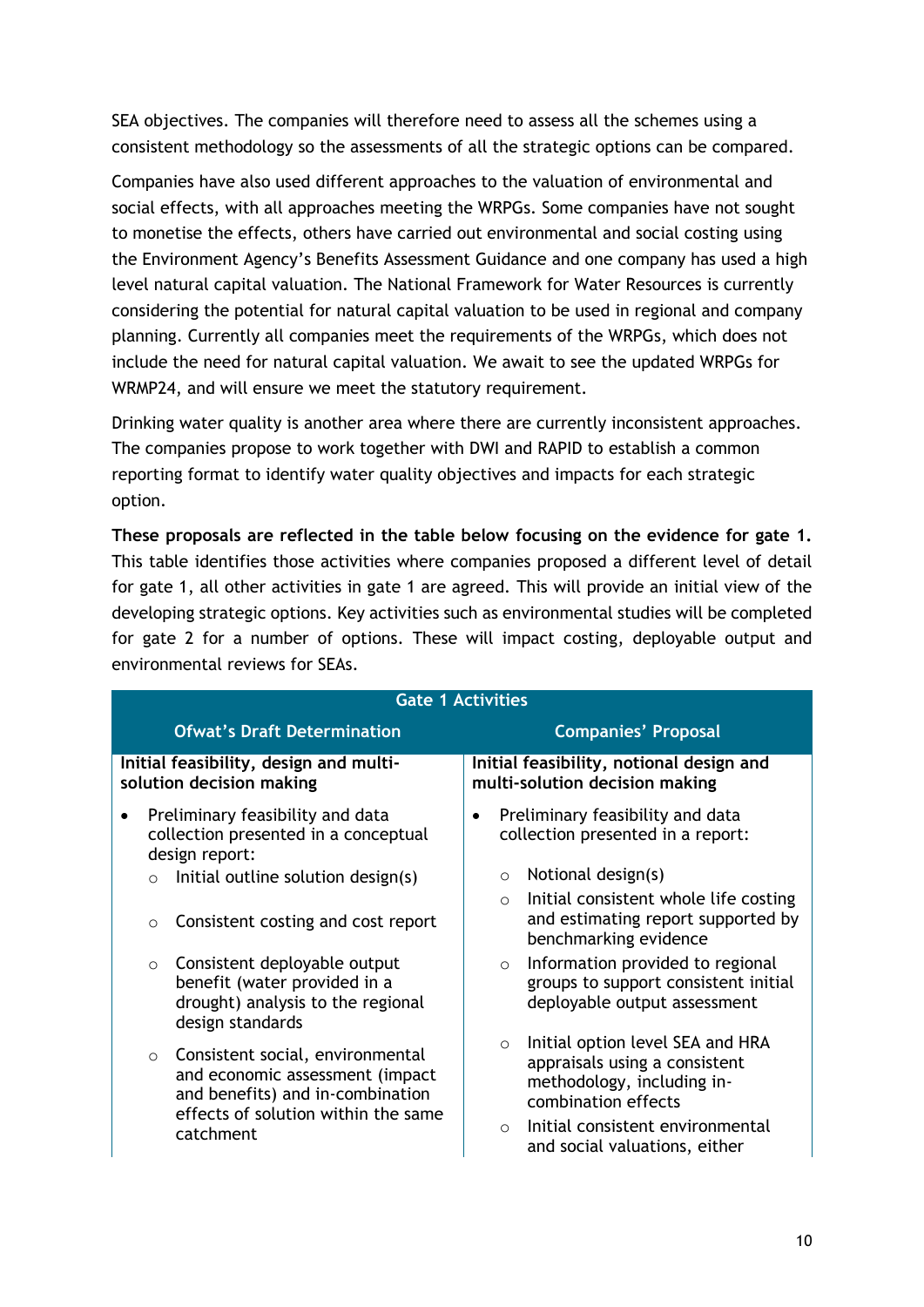SEA objectives. The companies will therefore need to assess all the schemes using a consistent methodology so the assessments of all the strategic options can be compared.

Companies have also used different approaches to the valuation of environmental and social effects, with all approaches meeting the WRPGs. Some companies have not sought to monetise the effects, others have carried out environmental and social costing using the Environment Agency's Benefits Assessment Guidance and one company has used a high level natural capital valuation. The National Framework for Water Resources is currently considering the potential for natural capital valuation to be used in regional and company planning. Currently all companies meet the requirements of the WRPGs, which does not include the need for natural capital valuation. We await to see the updated WRPGs for WRMP24, and will ensure we meet the statutory requirement.

Drinking water quality is another area where there are currently inconsistent approaches. The companies propose to work together with DWI and RAPID to establish a common reporting format to identify water quality objectives and impacts for each strategic option.

**These proposals are reflected in the table below focusing on the evidence for gate 1.** This table identifies those activities where companies proposed a different level of detail for gate 1, all other activities in gate 1 are agreed. This will provide an initial view of the developing strategic options. Key activities such as environmental studies will be completed for gate 2 for a number of options. These will impact costing, deployable output and environmental reviews for SEAs.

| Gate 1 Activities | |
|---|---|
| **Ofwat's Draft Determination** | **Companies' Proposal** |
| **Initial feasibility, design and multi-solution decision making**<br><br>• Preliminary feasibility and data collection presented in a conceptual design report:<br>  ○ Initial outline solution design(s)<br>  ○ Consistent costing and cost report<br>  ○ Consistent deployable output benefit (water provided in a drought) analysis to the regional design standards<br>  ○ Consistent social, environmental and economic assessment (impact and benefits) and in-combination effects of solution within the same catchment | **Initial feasibility, notional design and multi-solution decision making**<br><br>• Preliminary feasibility and data collection presented in a report:<br>  ○ Notional design(s)<br>  ○ Initial consistent whole life costing and estimating report supported by benchmarking evidence<br>  ○ Information provided to regional groups to support consistent initial deployable output assessment<br>  ○ Initial option level SEA and HRA appraisals using a consistent methodology, including in-combination effects<br>  ○ Initial consistent environmental and social valuations, either |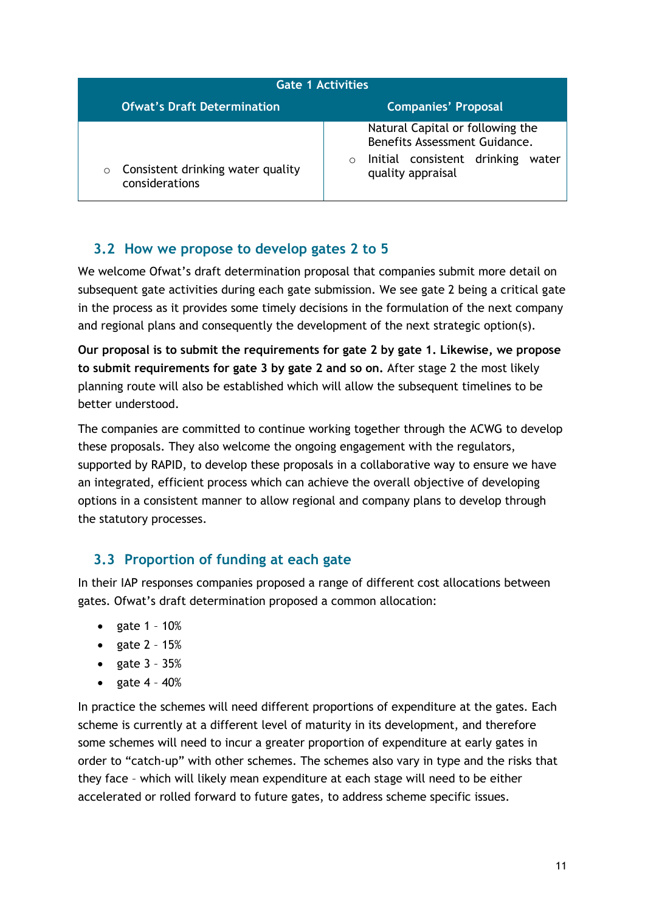| Gate 1 Activities | |
|---|---|
| **Ofwat's Draft Determination** | **Companies' Proposal** |
| ○ Consistent drinking water quality considerations | Natural Capital or following the Benefits Assessment Guidance.<br>○ Initial consistent drinking water quality appraisal |

## 3.2 How we propose to develop gates 2 to 5

We welcome Ofwat's draft determination proposal that companies submit more detail on subsequent gate activities during each gate submission. We see gate 2 being a critical gate in the process as it provides some timely decisions in the formulation of the next company and regional plans and consequently the development of the next strategic option(s).

**Our proposal is to submit the requirements for gate 2 by gate 1. Likewise, we propose to submit requirements for gate 3 by gate 2 and so on.** After stage 2 the most likely planning route will also be established which will allow the subsequent timelines to be better understood.

The companies are committed to continue working together through the ACWG to develop these proposals. They also welcome the ongoing engagement with the regulators, supported by RAPID, to develop these proposals in a collaborative way to ensure we have an integrated, efficient process which can achieve the overall objective of developing options in a consistent manner to allow regional and company plans to develop through the statutory processes.

## 3.3 Proportion of funding at each gate

In their IAP responses companies proposed a range of different cost allocations between gates. Ofwat's draft determination proposed a common allocation:

- gate 1 – 10%
- gate 2 – 15%
- gate 3 – 35%
- gate 4 – 40%

In practice the schemes will need different proportions of expenditure at the gates. Each scheme is currently at a different level of maturity in its development, and therefore some schemes will need to incur a greater proportion of expenditure at early gates in order to "catch-up" with other schemes. The schemes also vary in type and the risks that they face – which will likely mean expenditure at each stage will need to be either accelerated or rolled forward to future gates, to address scheme specific issues.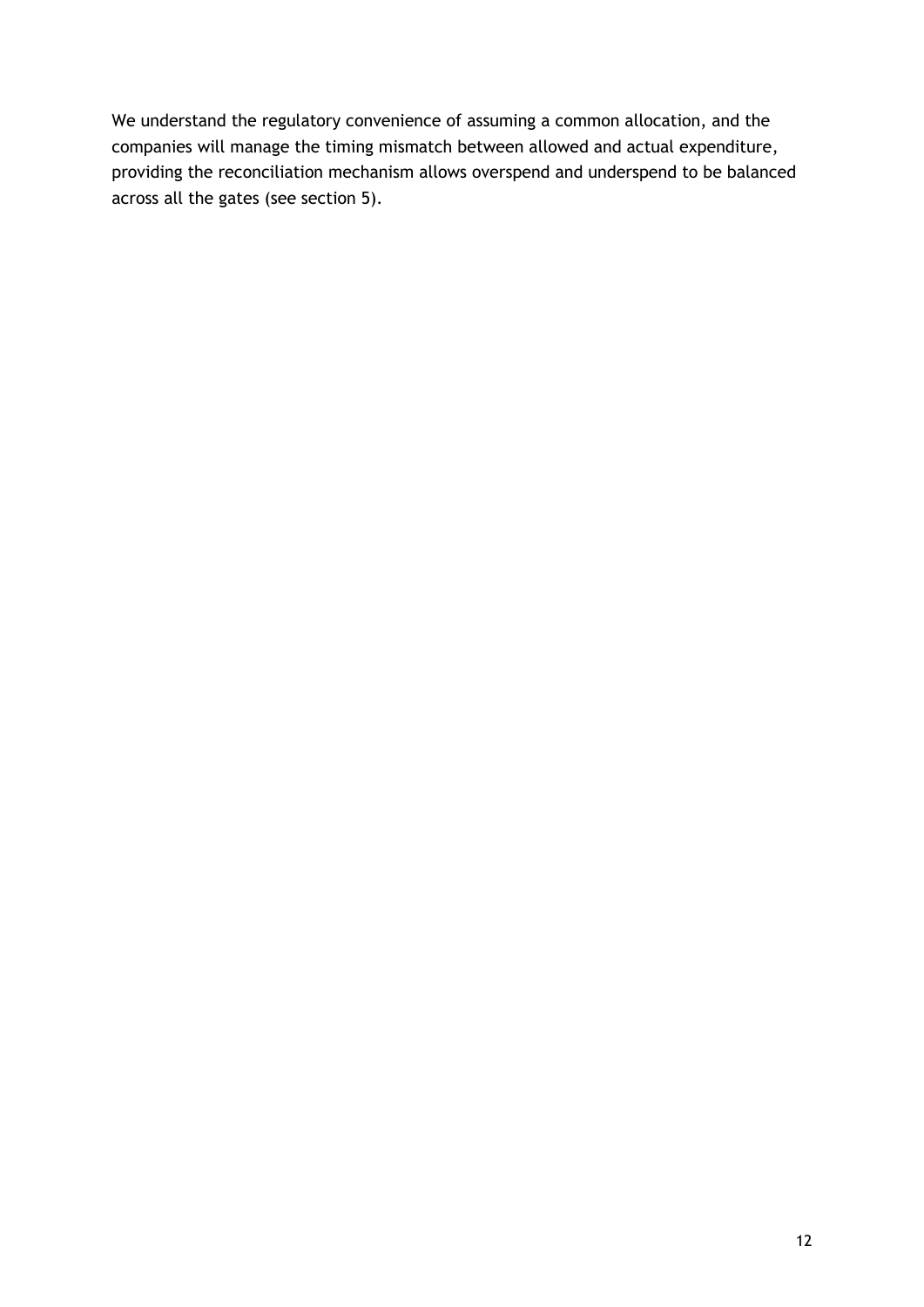We understand the regulatory convenience of assuming a common allocation, and the companies will manage the timing mismatch between allowed and actual expenditure, providing the reconciliation mechanism allows overspend and underspend to be balanced across all the gates (see section 5).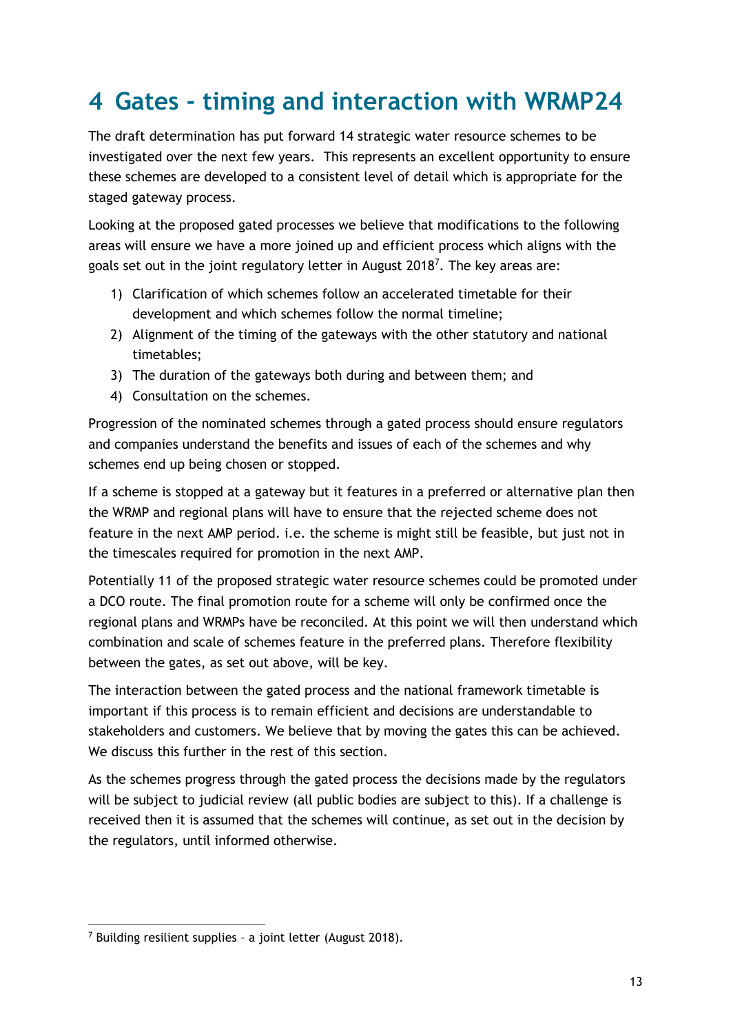# 4 Gates - timing and interaction with WRMP24

The draft determination has put forward 14 strategic water resource schemes to be investigated over the next few years. This represents an excellent opportunity to ensure these schemes are developed to a consistent level of detail which is appropriate for the staged gateway process.

Looking at the proposed gated processes we believe that modifications to the following areas will ensure we have a more joined up and efficient process which aligns with the goals set out in the joint regulatory letter in August 2018[7]. The key areas are:

1) Clarification of which schemes follow an accelerated timetable for their development and which schemes follow the normal timeline;
2) Alignment of the timing of the gateways with the other statutory and national timetables;
3) The duration of the gateways both during and between them; and
4) Consultation on the schemes.

Progression of the nominated schemes through a gated process should ensure regulators and companies understand the benefits and issues of each of the schemes and why schemes end up being chosen or stopped.

If a scheme is stopped at a gateway but it features in a preferred or alternative plan then the WRMP and regional plans will have to ensure that the rejected scheme does not feature in the next AMP period. i.e. the scheme is might still be feasible, but just not in the timescales required for promotion in the next AMP.

Potentially 11 of the proposed strategic water resource schemes could be promoted under a DCO route. The final promotion route for a scheme will only be confirmed once the regional plans and WRMPs have be reconciled. At this point we will then understand which combination and scale of schemes feature in the preferred plans. Therefore flexibility between the gates, as set out above, will be key.

The interaction between the gated process and the national framework timetable is important if this process is to remain efficient and decisions are understandable to stakeholders and customers. We believe that by moving the gates this can be achieved. We discuss this further in the rest of this section.

As the schemes progress through the gated process the decisions made by the regulators will be subject to judicial review (all public bodies are subject to this). If a challenge is received then it is assumed that the schemes will continue, as set out in the decision by the regulators, until informed otherwise.

[7] Building resilient supplies – a joint letter (August 2018).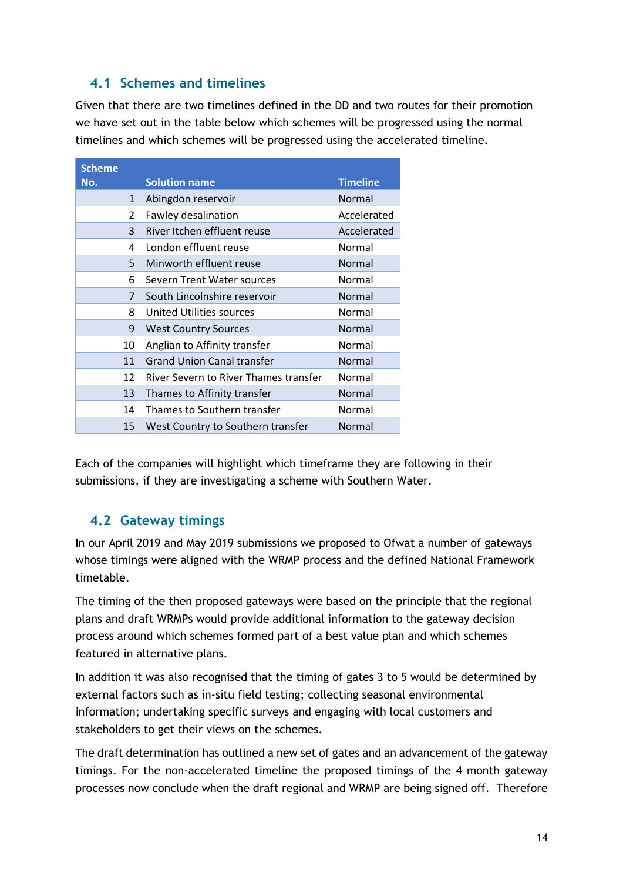## 4.1 Schemes and timelines

Given that there are two timelines defined in the DD and two routes for their promotion we have set out in the table below which schemes will be progressed using the normal timelines and which schemes will be progressed using the accelerated timeline.

| Scheme No. | Solution name | Timeline |
|---|---|---|
| 1 | Abingdon reservoir | Normal |
| 2 | Fawley desalination | Accelerated |
| 3 | River Itchen effluent reuse | Accelerated |
| 4 | London effluent reuse | Normal |
| 5 | Minworth effluent reuse | Normal |
| 6 | Severn Trent Water sources | Normal |
| 7 | South Lincolnshire reservoir | Normal |
| 8 | United Utilities sources | Normal |
| 9 | West Country Sources | Normal |
| 10 | Anglian to Affinity transfer | Normal |
| 11 | Grand Union Canal transfer | Normal |
| 12 | River Severn to River Thames transfer | Normal |
| 13 | Thames to Affinity transfer | Normal |
| 14 | Thames to Southern transfer | Normal |
| 15 | West Country to Southern transfer | Normal |

Each of the companies will highlight which timeframe they are following in their submissions, if they are investigating a scheme with Southern Water.

## 4.2 Gateway timings

In our April 2019 and May 2019 submissions we proposed to Ofwat a number of gateways whose timings were aligned with the WRMP process and the defined National Framework timetable.

The timing of the then proposed gateways were based on the principle that the regional plans and draft WRMPs would provide additional information to the gateway decision process around which schemes formed part of a best value plan and which schemes featured in alternative plans.

In addition it was also recognised that the timing of gates 3 to 5 would be determined by external factors such as in-situ field testing; collecting seasonal environmental information; undertaking specific surveys and engaging with local customers and stakeholders to get their views on the schemes.

The draft determination has outlined a new set of gates and an advancement of the gateway timings. For the non-accelerated timeline the proposed timings of the 4 month gateway processes now conclude when the draft regional and WRMP are being signed off. Therefore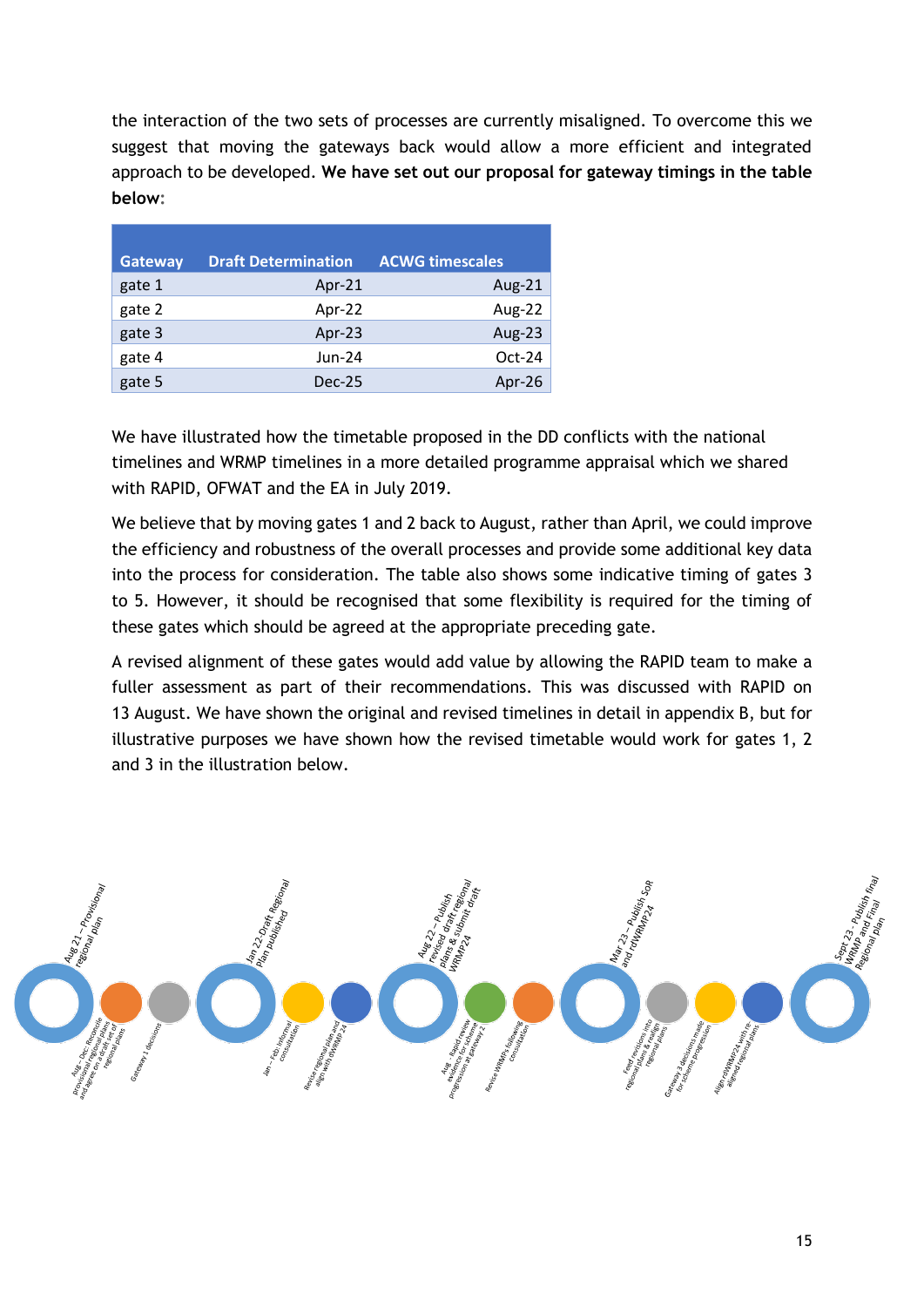the interaction of the two sets of processes are currently misaligned. To overcome this we suggest that moving the gateways back would allow a more efficient and integrated approach to be developed. **We have set out our proposal for gateway timings in the table below**:

| Gateway | Draft Determination | ACWG timescales |
|---|---|---|
| gate 1 | Apr-21 | Aug-21 |
| gate 2 | Apr-22 | Aug-22 |
| gate 3 | Apr-23 | Aug-23 |
| gate 4 | Jun-24 | Oct-24 |
| gate 5 | Dec-25 | Apr-26 |

We have illustrated how the timetable proposed in the DD conflicts with the national timelines and WRMP timelines in a more detailed programme appraisal which we shared with RAPID, OFWAT and the EA in July 2019.

We believe that by moving gates 1 and 2 back to August, rather than April, we could improve the efficiency and robustness of the overall processes and provide some additional key data into the process for consideration. The table also shows some indicative timing of gates 3 to 5. However, it should be recognised that some flexibility is required for the timing of these gates which should be agreed at the appropriate preceding gate.

A revised alignment of these gates would add value by allowing the RAPID team to make a fuller assessment as part of their recommendations. This was discussed with RAPID on 13 August. We have shown the original and revised timelines in detail in appendix B, but for illustrative purposes we have shown how the revised timetable would work for gates 1, 2 and 3 in the illustration below.

- Aug 21 – Provisional regional plan
- Aug – Dec: Reconcile provisional regional plans and agree on a draft set of regional plans
- Gateway 1 decisions
- Jan 22 - Draft Regional Plan published
- Jan – Feb: Informal consultation
- Revise regional plan and align with dWRMP 24
- Aug 22 – Publish revised draft regional plans & submit draft WRMP24
- Aug – Rapid review evidence for scheme progression at gateway 2
- Revise WRMPs following consultation
- Mar 23 – Publish SoR and rdWRMP24
- Feed revisions into regional plans & realign regional plans
- Gateway 3 decisions made for scheme progression
- Align rdWRMP24 with re-aligned regional plans
- Sept 23 – Publish final WRMP and Final Regional plan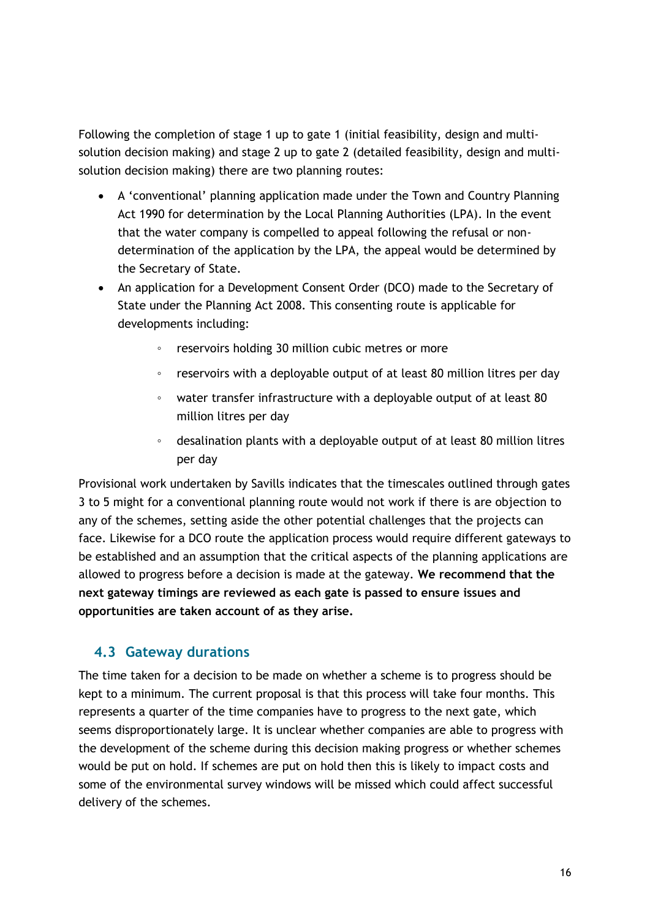Following the completion of stage 1 up to gate 1 (initial feasibility, design and multi-solution decision making) and stage 2 up to gate 2 (detailed feasibility, design and multi-solution decision making) there are two planning routes:

- A 'conventional' planning application made under the Town and Country Planning Act 1990 for determination by the Local Planning Authorities (LPA). In the event that the water company is compelled to appeal following the refusal or non-determination of the application by the LPA, the appeal would be determined by the Secretary of State.
- An application for a Development Consent Order (DCO) made to the Secretary of State under the Planning Act 2008. This consenting route is applicable for developments including:
    - reservoirs holding 30 million cubic metres or more
    - reservoirs with a deployable output of at least 80 million litres per day
    - water transfer infrastructure with a deployable output of at least 80 million litres per day
    - desalination plants with a deployable output of at least 80 million litres per day

Provisional work undertaken by Savills indicates that the timescales outlined through gates 3 to 5 might for a conventional planning route would not work if there is are objection to any of the schemes, setting aside the other potential challenges that the projects can face. Likewise for a DCO route the application process would require different gateways to be established and an assumption that the critical aspects of the planning applications are allowed to progress before a decision is made at the gateway. **We recommend that the next gateway timings are reviewed as each gate is passed to ensure issues and opportunities are taken account of as they arise.**

## 4.3 Gateway durations

The time taken for a decision to be made on whether a scheme is to progress should be kept to a minimum. The current proposal is that this process will take four months. This represents a quarter of the time companies have to progress to the next gate, which seems disproportionately large. It is unclear whether companies are able to progress with the development of the scheme during this decision making progress or whether schemes would be put on hold. If schemes are put on hold then this is likely to impact costs and some of the environmental survey windows will be missed which could affect successful delivery of the schemes.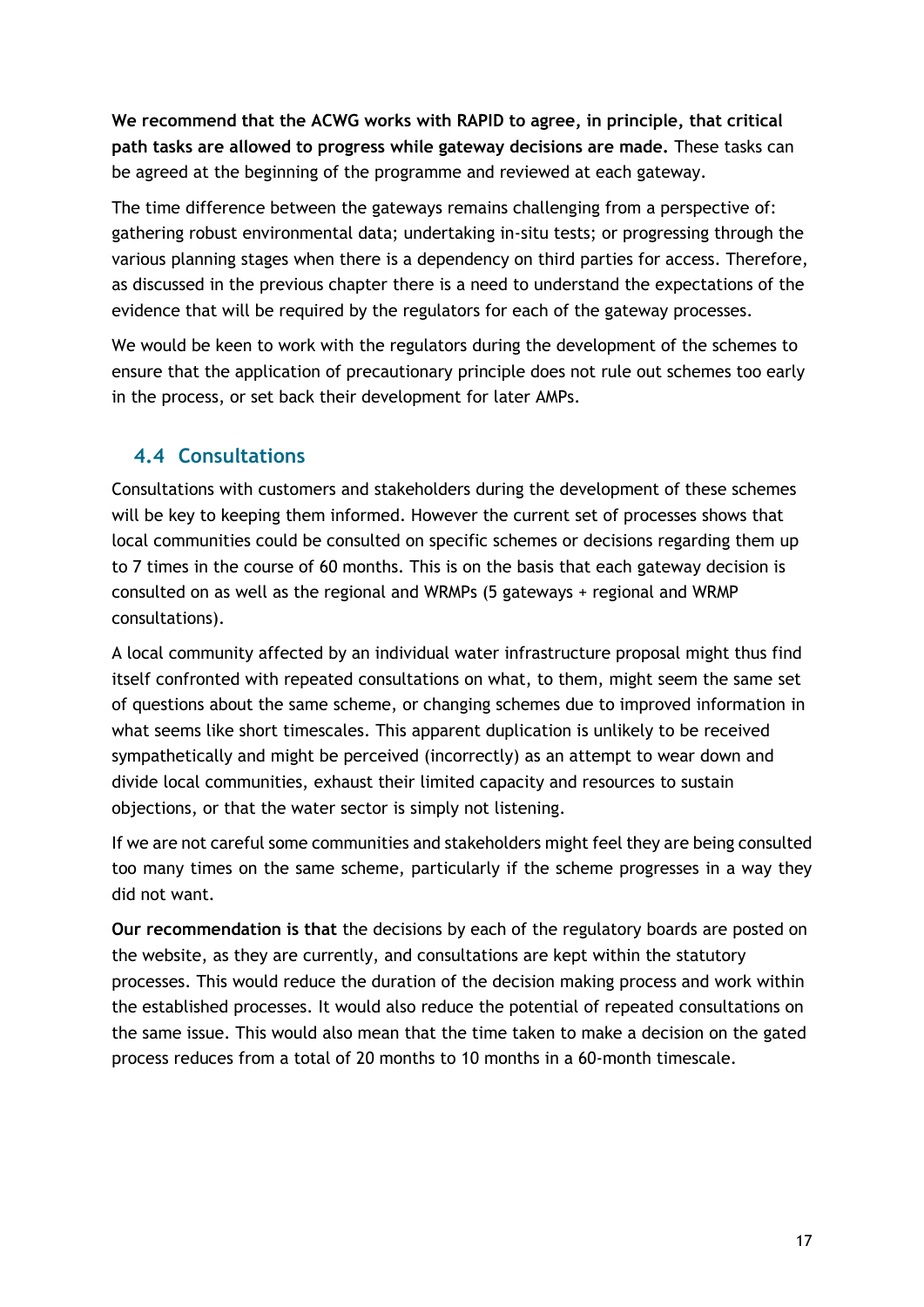**We recommend that the ACWG works with RAPID to agree, in principle, that critical path tasks are allowed to progress while gateway decisions are made.** These tasks can be agreed at the beginning of the programme and reviewed at each gateway.

The time difference between the gateways remains challenging from a perspective of: gathering robust environmental data; undertaking in-situ tests; or progressing through the various planning stages when there is a dependency on third parties for access. Therefore, as discussed in the previous chapter there is a need to understand the expectations of the evidence that will be required by the regulators for each of the gateway processes.

We would be keen to work with the regulators during the development of the schemes to ensure that the application of precautionary principle does not rule out schemes too early in the process, or set back their development for later AMPs.

## 4.4 Consultations

Consultations with customers and stakeholders during the development of these schemes will be key to keeping them informed. However the current set of processes shows that local communities could be consulted on specific schemes or decisions regarding them up to 7 times in the course of 60 months. This is on the basis that each gateway decision is consulted on as well as the regional and WRMPs (5 gateways + regional and WRMP consultations).

A local community affected by an individual water infrastructure proposal might thus find itself confronted with repeated consultations on what, to them, might seem the same set of questions about the same scheme, or changing schemes due to improved information in what seems like short timescales. This apparent duplication is unlikely to be received sympathetically and might be perceived (incorrectly) as an attempt to wear down and divide local communities, exhaust their limited capacity and resources to sustain objections, or that the water sector is simply not listening.

If we are not careful some communities and stakeholders might feel they are being consulted too many times on the same scheme, particularly if the scheme progresses in a way they did not want.

**Our recommendation is that** the decisions by each of the regulatory boards are posted on the website, as they are currently, and consultations are kept within the statutory processes. This would reduce the duration of the decision making process and work within the established processes. It would also reduce the potential of repeated consultations on the same issue. This would also mean that the time taken to make a decision on the gated process reduces from a total of 20 months to 10 months in a 60-month timescale.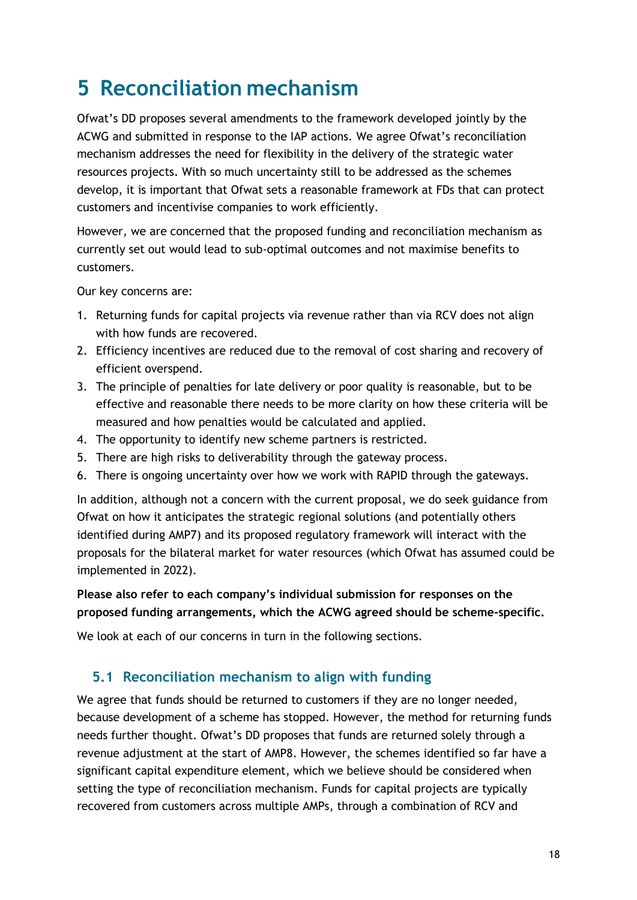# 5 Reconciliation mechanism

Ofwat's DD proposes several amendments to the framework developed jointly by the ACWG and submitted in response to the IAP actions. We agree Ofwat's reconciliation mechanism addresses the need for flexibility in the delivery of the strategic water resources projects. With so much uncertainty still to be addressed as the schemes develop, it is important that Ofwat sets a reasonable framework at FDs that can protect customers and incentivise companies to work efficiently.

However, we are concerned that the proposed funding and reconciliation mechanism as currently set out would lead to sub-optimal outcomes and not maximise benefits to customers.

Our key concerns are:

1. Returning funds for capital projects via revenue rather than via RCV does not align with how funds are recovered.
2. Efficiency incentives are reduced due to the removal of cost sharing and recovery of efficient overspend.
3. The principle of penalties for late delivery or poor quality is reasonable, but to be effective and reasonable there needs to be more clarity on how these criteria will be measured and how penalties would be calculated and applied.
4. The opportunity to identify new scheme partners is restricted.
5. There are high risks to deliverability through the gateway process.
6. There is ongoing uncertainty over how we work with RAPID through the gateways.

In addition, although not a concern with the current proposal, we do seek guidance from Ofwat on how it anticipates the strategic regional solutions (and potentially others identified during AMP7) and its proposed regulatory framework will interact with the proposals for the bilateral market for water resources (which Ofwat has assumed could be implemented in 2022).

**Please also refer to each company's individual submission for responses on the proposed funding arrangements, which the ACWG agreed should be scheme-specific.**

We look at each of our concerns in turn in the following sections.

## 5.1 Reconciliation mechanism to align with funding

We agree that funds should be returned to customers if they are no longer needed, because development of a scheme has stopped. However, the method for returning funds needs further thought. Ofwat's DD proposes that funds are returned solely through a revenue adjustment at the start of AMP8. However, the schemes identified so far have a significant capital expenditure element, which we believe should be considered when setting the type of reconciliation mechanism. Funds for capital projects are typically recovered from customers across multiple AMPs, through a combination of RCV and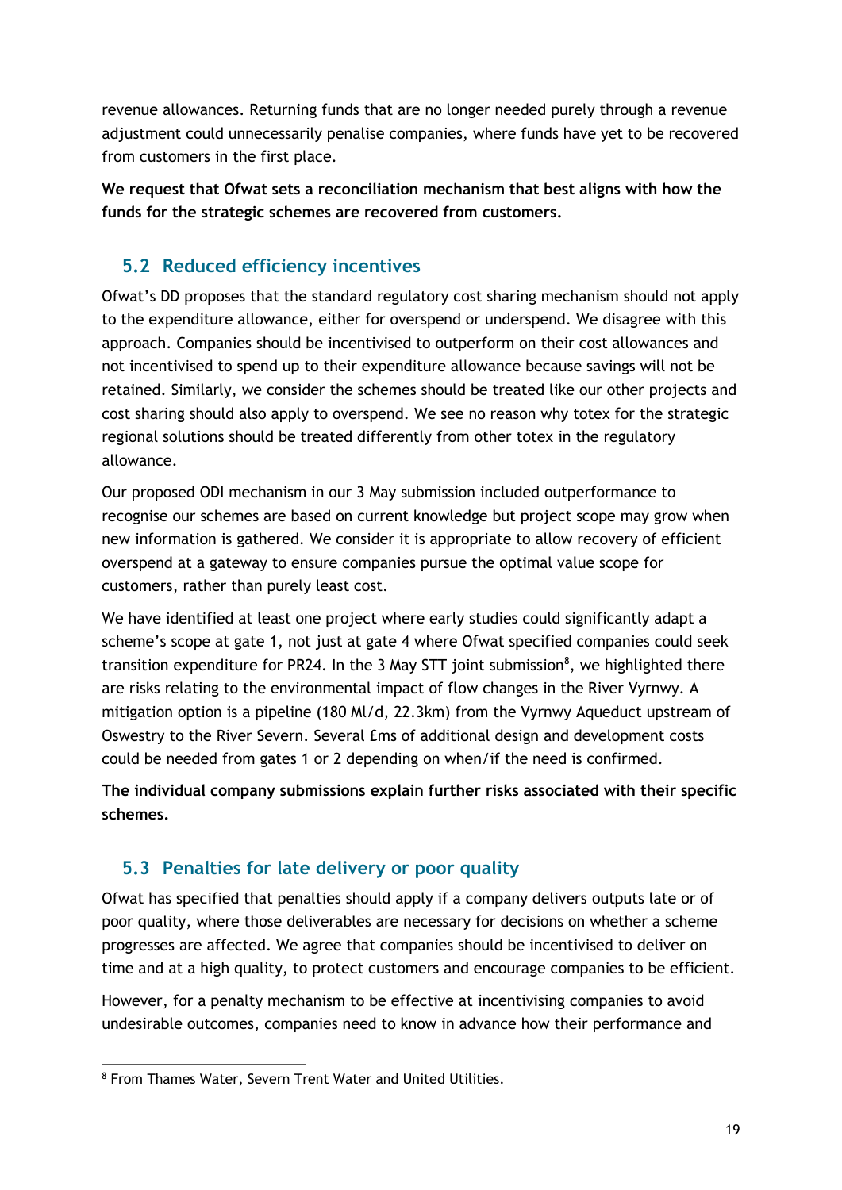revenue allowances. Returning funds that are no longer needed purely through a revenue adjustment could unnecessarily penalise companies, where funds have yet to be recovered from customers in the first place.

**We request that Ofwat sets a reconciliation mechanism that best aligns with how the funds for the strategic schemes are recovered from customers.**

## 5.2 Reduced efficiency incentives

Ofwat's DD proposes that the standard regulatory cost sharing mechanism should not apply to the expenditure allowance, either for overspend or underspend. We disagree with this approach. Companies should be incentivised to outperform on their cost allowances and not incentivised to spend up to their expenditure allowance because savings will not be retained. Similarly, we consider the schemes should be treated like our other projects and cost sharing should also apply to overspend. We see no reason why totex for the strategic regional solutions should be treated differently from other totex in the regulatory allowance.

Our proposed ODI mechanism in our 3 May submission included outperformance to recognise our schemes are based on current knowledge but project scope may grow when new information is gathered. We consider it is appropriate to allow recovery of efficient overspend at a gateway to ensure companies pursue the optimal value scope for customers, rather than purely least cost.

We have identified at least one project where early studies could significantly adapt a scheme's scope at gate 1, not just at gate 4 where Ofwat specified companies could seek transition expenditure for PR24. In the 3 May STT joint submission[8], we highlighted there are risks relating to the environmental impact of flow changes in the River Vyrnwy. A mitigation option is a pipeline (180 Ml/d, 22.3km) from the Vyrnwy Aqueduct upstream of Oswestry to the River Severn. Several £ms of additional design and development costs could be needed from gates 1 or 2 depending on when/if the need is confirmed.

**The individual company submissions explain further risks associated with their specific schemes.**

## 5.3 Penalties for late delivery or poor quality

Ofwat has specified that penalties should apply if a company delivers outputs late or of poor quality, where those deliverables are necessary for decisions on whether a scheme progresses are affected. We agree that companies should be incentivised to deliver on time and at a high quality, to protect customers and encourage companies to be efficient.

However, for a penalty mechanism to be effective at incentivising companies to avoid undesirable outcomes, companies need to know in advance how their performance and

[8] From Thames Water, Severn Trent Water and United Utilities.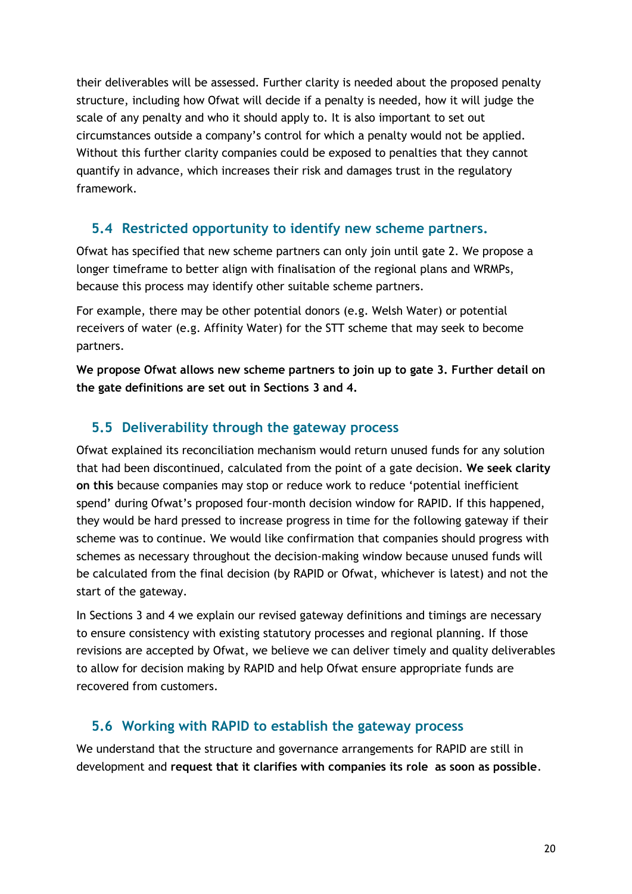their deliverables will be assessed. Further clarity is needed about the proposed penalty structure, including how Ofwat will decide if a penalty is needed, how it will judge the scale of any penalty and who it should apply to. It is also important to set out circumstances outside a company's control for which a penalty would not be applied. Without this further clarity companies could be exposed to penalties that they cannot quantify in advance, which increases their risk and damages trust in the regulatory framework.

## 5.4 Restricted opportunity to identify new scheme partners.

Ofwat has specified that new scheme partners can only join until gate 2. We propose a longer timeframe to better align with finalisation of the regional plans and WRMPs, because this process may identify other suitable scheme partners.

For example, there may be other potential donors (e.g. Welsh Water) or potential receivers of water (e.g. Affinity Water) for the STT scheme that may seek to become partners.

**We propose Ofwat allows new scheme partners to join up to gate 3. Further detail on the gate definitions are set out in Sections 3 and 4.**

## 5.5 Deliverability through the gateway process

Ofwat explained its reconciliation mechanism would return unused funds for any solution that had been discontinued, calculated from the point of a gate decision. **We seek clarity on this** because companies may stop or reduce work to reduce 'potential inefficient spend' during Ofwat's proposed four-month decision window for RAPID. If this happened, they would be hard pressed to increase progress in time for the following gateway if their scheme was to continue. We would like confirmation that companies should progress with schemes as necessary throughout the decision-making window because unused funds will be calculated from the final decision (by RAPID or Ofwat, whichever is latest) and not the start of the gateway.

In Sections 3 and 4 we explain our revised gateway definitions and timings are necessary to ensure consistency with existing statutory processes and regional planning. If those revisions are accepted by Ofwat, we believe we can deliver timely and quality deliverables to allow for decision making by RAPID and help Ofwat ensure appropriate funds are recovered from customers.

## 5.6 Working with RAPID to establish the gateway process

We understand that the structure and governance arrangements for RAPID are still in development and **request that it clarifies with companies its role as soon as possible**.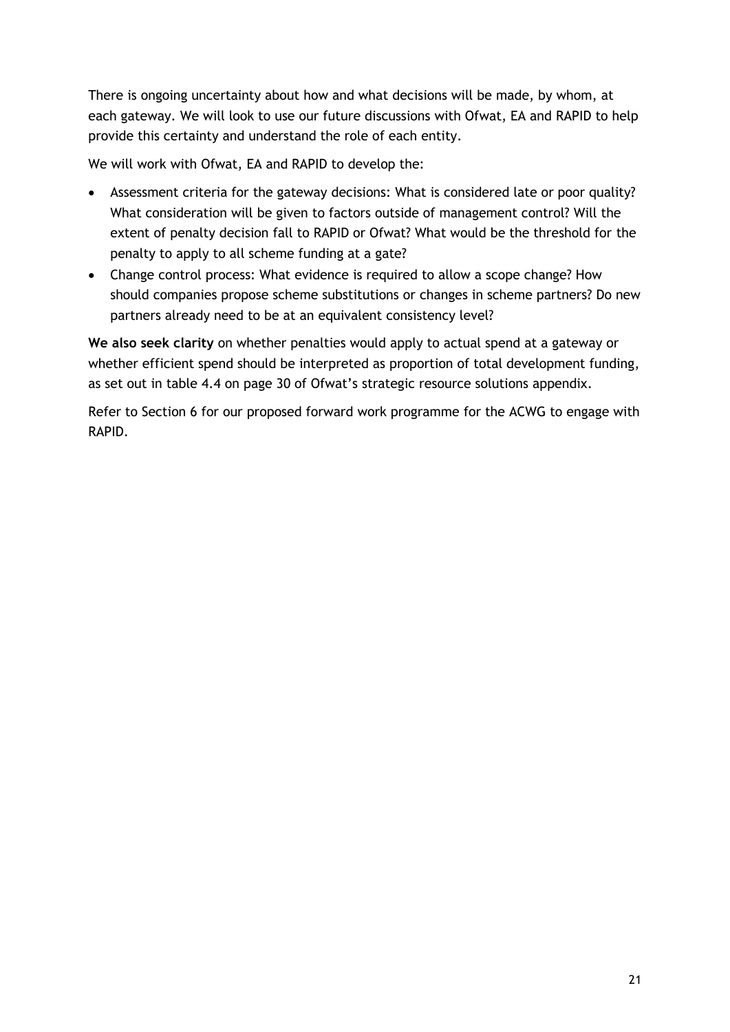There is ongoing uncertainty about how and what decisions will be made, by whom, at each gateway. We will look to use our future discussions with Ofwat, EA and RAPID to help provide this certainty and understand the role of each entity.

We will work with Ofwat, EA and RAPID to develop the:

- Assessment criteria for the gateway decisions: What is considered late or poor quality? What consideration will be given to factors outside of management control? Will the extent of penalty decision fall to RAPID or Ofwat? What would be the threshold for the penalty to apply to all scheme funding at a gate?
- Change control process: What evidence is required to allow a scope change? How should companies propose scheme substitutions or changes in scheme partners? Do new partners already need to be at an equivalent consistency level?

**We also seek clarity** on whether penalties would apply to actual spend at a gateway or whether efficient spend should be interpreted as proportion of total development funding, as set out in table 4.4 on page 30 of Ofwat's strategic resource solutions appendix.

Refer to Section 6 for our proposed forward work programme for the ACWG to engage with RAPID.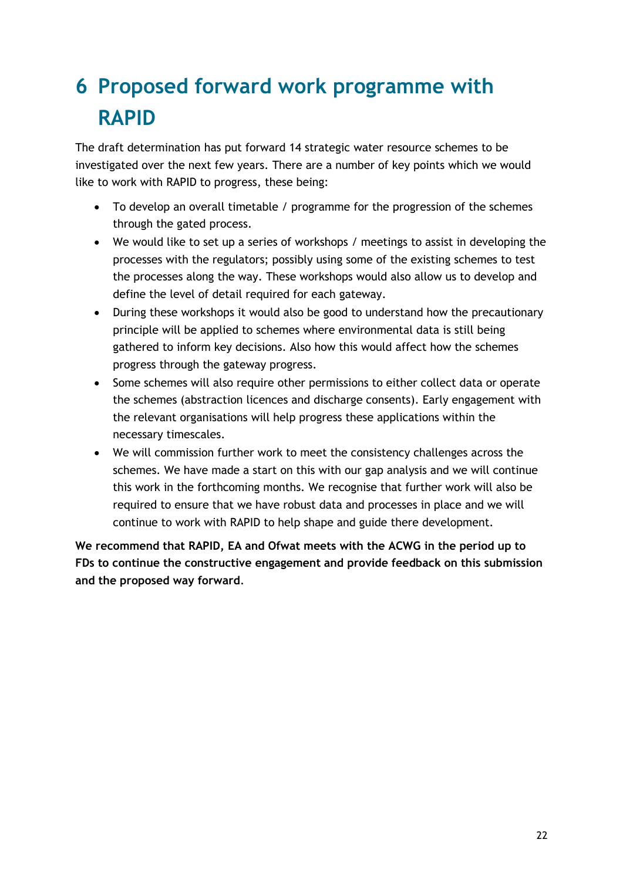# 6 Proposed forward work programme with RAPID

The draft determination has put forward 14 strategic water resource schemes to be investigated over the next few years. There are a number of key points which we would like to work with RAPID to progress, these being:

- To develop an overall timetable / programme for the progression of the schemes through the gated process.
- We would like to set up a series of workshops / meetings to assist in developing the processes with the regulators; possibly using some of the existing schemes to test the processes along the way. These workshops would also allow us to develop and define the level of detail required for each gateway.
- During these workshops it would also be good to understand how the precautionary principle will be applied to schemes where environmental data is still being gathered to inform key decisions. Also how this would affect how the schemes progress through the gateway progress.
- Some schemes will also require other permissions to either collect data or operate the schemes (abstraction licences and discharge consents). Early engagement with the relevant organisations will help progress these applications within the necessary timescales.
- We will commission further work to meet the consistency challenges across the schemes. We have made a start on this with our gap analysis and we will continue this work in the forthcoming months. We recognise that further work will also be required to ensure that we have robust data and processes in place and we will continue to work with RAPID to help shape and guide there development.

**We recommend that RAPID, EA and Ofwat meets with the ACWG in the period up to FDs to continue the constructive engagement and provide feedback on this submission and the proposed way forward**.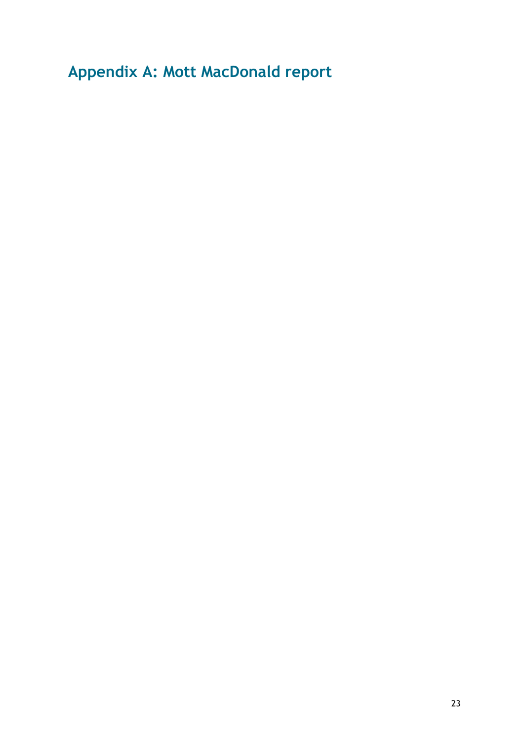# Appendix A: Mott MacDonald report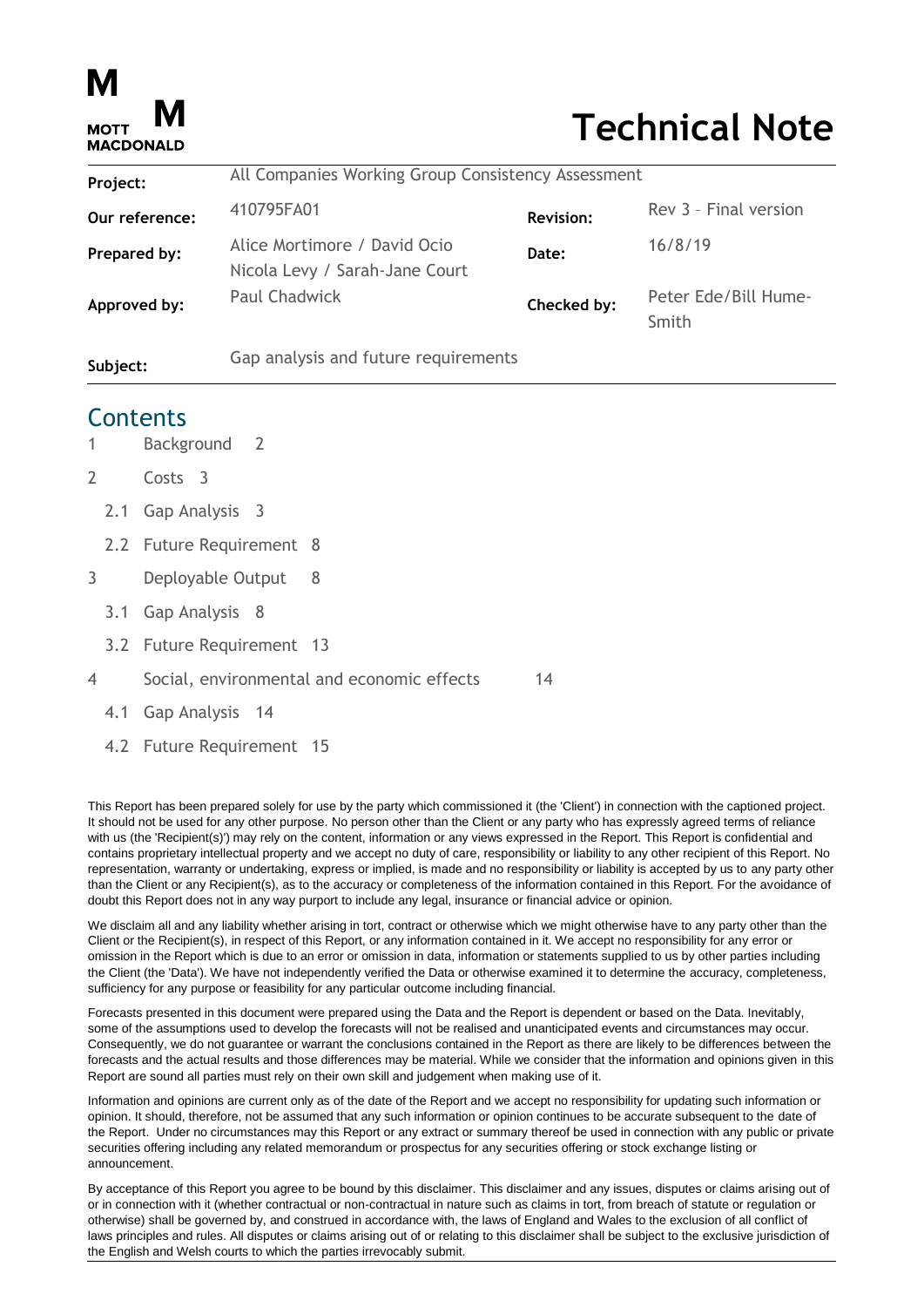# Technical Note

| | | | |
|---|---|---|---|
| **Project:** | All Companies Working Group Consistency Assessment | | |
| **Our reference:** | 410795FA01 | **Revision:** | Rev 3 – Final version |
| **Prepared by:** | Alice Mortimore / David Ocio<br>Nicola Levy / Sarah-Jane Court | **Date:** | 16/8/19 |
| **Approved by:** | Paul Chadwick | **Checked by:** | Peter Ede/Bill Hume-Smith |
| **Subject:** | Gap analysis and future requirements | | |

## Contents

1 Background 2

2 Costs 3

- 2.1 Gap Analysis 3
- 2.2 Future Requirement 8

3 Deployable Output 8

- 3.1 Gap Analysis 8
- 3.2 Future Requirement 13

4 Social, environmental and economic effects 14

- 4.1 Gap Analysis 14
- 4.2 Future Requirement 15

This Report has been prepared solely for use by the party which commissioned it (the 'Client') in connection with the captioned project. It should not be used for any other purpose. No person other than the Client or any party who has expressly agreed terms of reliance with us (the 'Recipient(s)') may rely on the content, information or any views expressed in the Report. This Report is confidential and contains proprietary intellectual property and we accept no duty of care, responsibility or liability to any other recipient of this Report. No representation, warranty or undertaking, express or implied, is made and no responsibility or liability is accepted by us to any party other than the Client or any Recipient(s), as to the accuracy or completeness of the information contained in this Report. For the avoidance of doubt this Report does not in any way purport to include any legal, insurance or financial advice or opinion.

We disclaim all and any liability whether arising in tort, contract or otherwise which we might otherwise have to any party other than the Client or the Recipient(s), in respect of this Report, or any information contained in it. We accept no responsibility for any error or omission in the Report which is due to an error or omission in data, information or statements supplied to us by other parties including the Client (the 'Data'). We have not independently verified the Data or otherwise examined it to determine the accuracy, completeness, sufficiency for any purpose or feasibility for any particular outcome including financial.

Forecasts presented in this document were prepared using the Data and the Report is dependent or based on the Data. Inevitably, some of the assumptions used to develop the forecasts will not be realised and unanticipated events and circumstances may occur. Consequently, we do not guarantee or warrant the conclusions contained in the Report as there are likely to be differences between the forecasts and the actual results and those differences may be material. While we consider that the information and opinions given in this Report are sound all parties must rely on their own skill and judgement when making use of it.

Information and opinions are current only as of the date of the Report and we accept no responsibility for updating such information or opinion. It should, therefore, not be assumed that any such information or opinion continues to be accurate subsequent to the date of the Report. Under no circumstances may this Report or any extract or summary thereof be used in connection with any public or private securities offering including any related memorandum or prospectus for any securities offering or stock exchange listing or announcement.

By acceptance of this Report you agree to be bound by this disclaimer. This disclaimer and any issues, disputes or claims arising out of or in connection with it (whether contractual or non-contractual in nature such as claims in tort, from breach of statute or regulation or otherwise) shall be governed by, and construed in accordance with, the laws of England and Wales to the exclusion of all conflict of laws principles and rules. All disputes or claims arising out of or relating to this disclaimer shall be subject to the exclusive jurisdiction of the English and Welsh courts to which the parties irrevocably submit.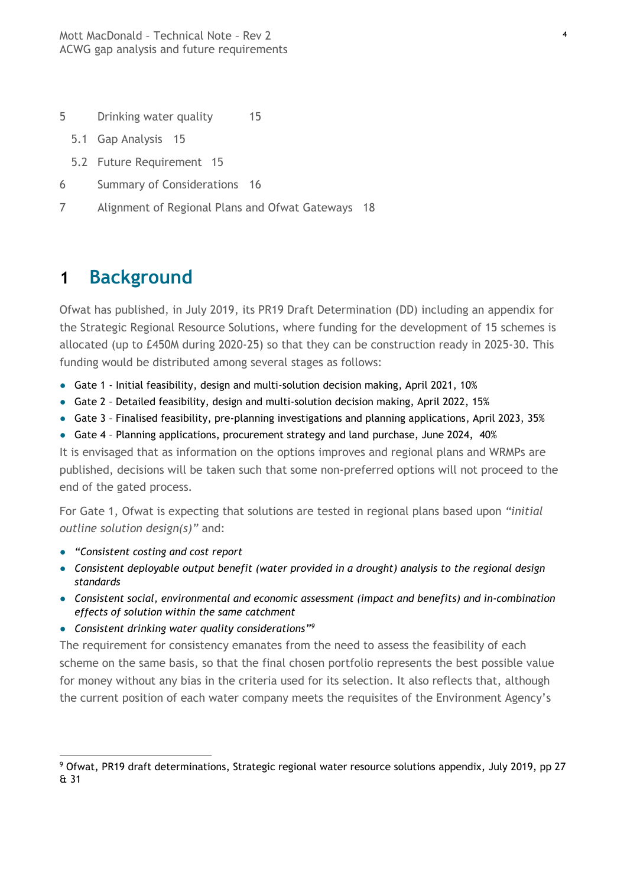5 Drinking water quality 15

5.1 Gap Analysis 15

5.2 Future Requirement 15

6 Summary of Considerations 16

7 Alignment of Regional Plans and Ofwat Gateways 18

# 1 Background

Ofwat has published, in July 2019, its PR19 Draft Determination (DD) including an appendix for the Strategic Regional Resource Solutions, where funding for the development of 15 schemes is allocated (up to £450M during 2020-25) so that they can be construction ready in 2025-30. This funding would be distributed among several stages as follows:

- Gate 1 - Initial feasibility, design and multi-solution decision making, April 2021, 10%
- Gate 2 – Detailed feasibility, design and multi-solution decision making, April 2022, 15%
- Gate 3 – Finalised feasibility, pre-planning investigations and planning applications, April 2023, 35%
- Gate 4 – Planning applications, procurement strategy and land purchase, June 2024, 40%

It is envisaged that as information on the options improves and regional plans and WRMPs are published, decisions will be taken such that some non-preferred options will not proceed to the end of the gated process.

For Gate 1, Ofwat is expecting that solutions are tested in regional plans based upon *"initial outline solution design(s)"* and:

- *"Consistent costing and cost report*
- *Consistent deployable output benefit (water provided in a drought) analysis to the regional design standards*
- *Consistent social, environmental and economic assessment (impact and benefits) and in-combination effects of solution within the same catchment*
- *Consistent drinking water quality considerations"*[9]

The requirement for consistency emanates from the need to assess the feasibility of each scheme on the same basis, so that the final chosen portfolio represents the best possible value for money without any bias in the criteria used for its selection. It also reflects that, although the current position of each water company meets the requisites of the Environment Agency's

[9] Ofwat, PR19 draft determinations, Strategic regional water resource solutions appendix, July 2019, pp 27 & 31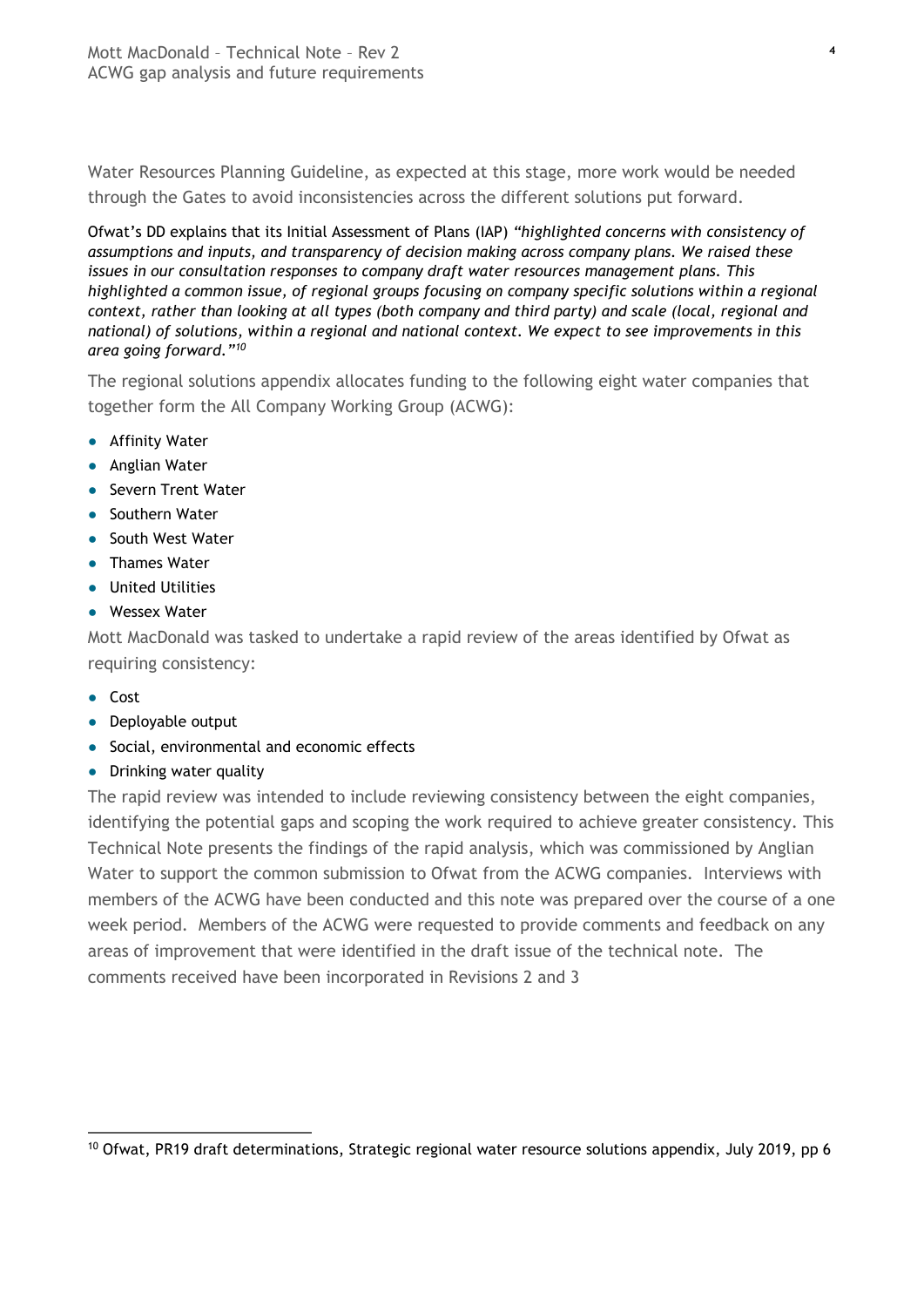Water Resources Planning Guideline, as expected at this stage, more work would be needed through the Gates to avoid inconsistencies across the different solutions put forward.

Ofwat's DD explains that its Initial Assessment of Plans (IAP) *"highlighted concerns with consistency of assumptions and inputs, and transparency of decision making across company plans. We raised these issues in our consultation responses to company draft water resources management plans. This highlighted a common issue, of regional groups focusing on company specific solutions within a regional context, rather than looking at all types (both company and third party) and scale (local, regional and national) of solutions, within a regional and national context. We expect to see improvements in this area going forward."*[10]

The regional solutions appendix allocates funding to the following eight water companies that together form the All Company Working Group (ACWG):

- Affinity Water
- Anglian Water
- Severn Trent Water
- Southern Water
- South West Water
- Thames Water
- United Utilities
- Wessex Water

Mott MacDonald was tasked to undertake a rapid review of the areas identified by Ofwat as requiring consistency:

- Cost
- Deployable output
- Social, environmental and economic effects
- Drinking water quality

The rapid review was intended to include reviewing consistency between the eight companies, identifying the potential gaps and scoping the work required to achieve greater consistency. This Technical Note presents the findings of the rapid analysis, which was commissioned by Anglian Water to support the common submission to Ofwat from the ACWG companies. Interviews with members of the ACWG have been conducted and this note was prepared over the course of a one week period. Members of the ACWG were requested to provide comments and feedback on any areas of improvement that were identified in the draft issue of the technical note. The comments received have been incorporated in Revisions 2 and 3

[10] Ofwat, PR19 draft determinations, Strategic regional water resource solutions appendix, July 2019, pp 6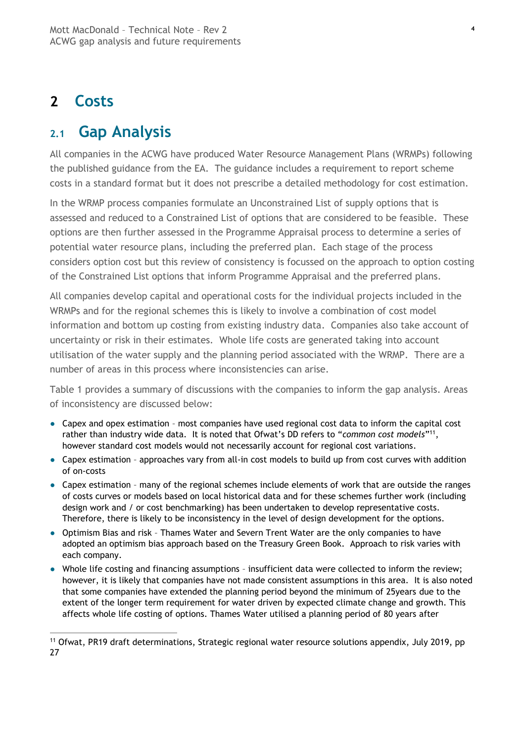# 2 Costs

## 2.1 Gap Analysis

All companies in the ACWG have produced Water Resource Management Plans (WRMPs) following the published guidance from the EA. The guidance includes a requirement to report scheme costs in a standard format but it does not prescribe a detailed methodology for cost estimation.

In the WRMP process companies formulate an Unconstrained List of supply options that is assessed and reduced to a Constrained List of options that are considered to be feasible. These options are then further assessed in the Programme Appraisal process to determine a series of potential water resource plans, including the preferred plan. Each stage of the process considers option cost but this review of consistency is focussed on the approach to option costing of the Constrained List options that inform Programme Appraisal and the preferred plans.

All companies develop capital and operational costs for the individual projects included in the WRMPs and for the regional schemes this is likely to involve a combination of cost model information and bottom up costing from existing industry data. Companies also take account of uncertainty or risk in their estimates. Whole life costs are generated taking into account utilisation of the water supply and the planning period associated with the WRMP. There are a number of areas in this process where inconsistencies can arise.

Table 1 provides a summary of discussions with the companies to inform the gap analysis. Areas of inconsistency are discussed below:

- Capex and opex estimation – most companies have used regional cost data to inform the capital cost rather than industry wide data. It is noted that Ofwat's DD refers to "*common cost models*"[11], however standard cost models would not necessarily account for regional cost variations.
- Capex estimation – approaches vary from all-in cost models to build up from cost curves with addition of on-costs
- Capex estimation – many of the regional schemes include elements of work that are outside the ranges of costs curves or models based on local historical data and for these schemes further work (including design work and / or cost benchmarking) has been undertaken to develop representative costs. Therefore, there is likely to be inconsistency in the level of design development for the options.
- Optimism Bias and risk – Thames Water and Severn Trent Water are the only companies to have adopted an optimism bias approach based on the Treasury Green Book. Approach to risk varies with each company.
- Whole life costing and financing assumptions – insufficient data were collected to inform the review; however, it is likely that companies have not made consistent assumptions in this area. It is also noted that some companies have extended the planning period beyond the minimum of 25years due to the extent of the longer term requirement for water driven by expected climate change and growth. This affects whole life costing of options. Thames Water utilised a planning period of 80 years after

[11] Ofwat, PR19 draft determinations, Strategic regional water resource solutions appendix, July 2019, pp 27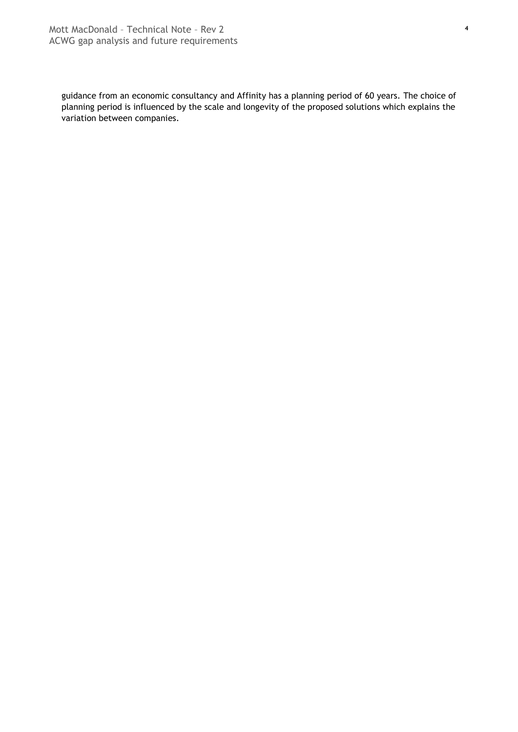guidance from an economic consultancy and Affinity has a planning period of 60 years. The choice of planning period is influenced by the scale and longevity of the proposed solutions which explains the variation between companies.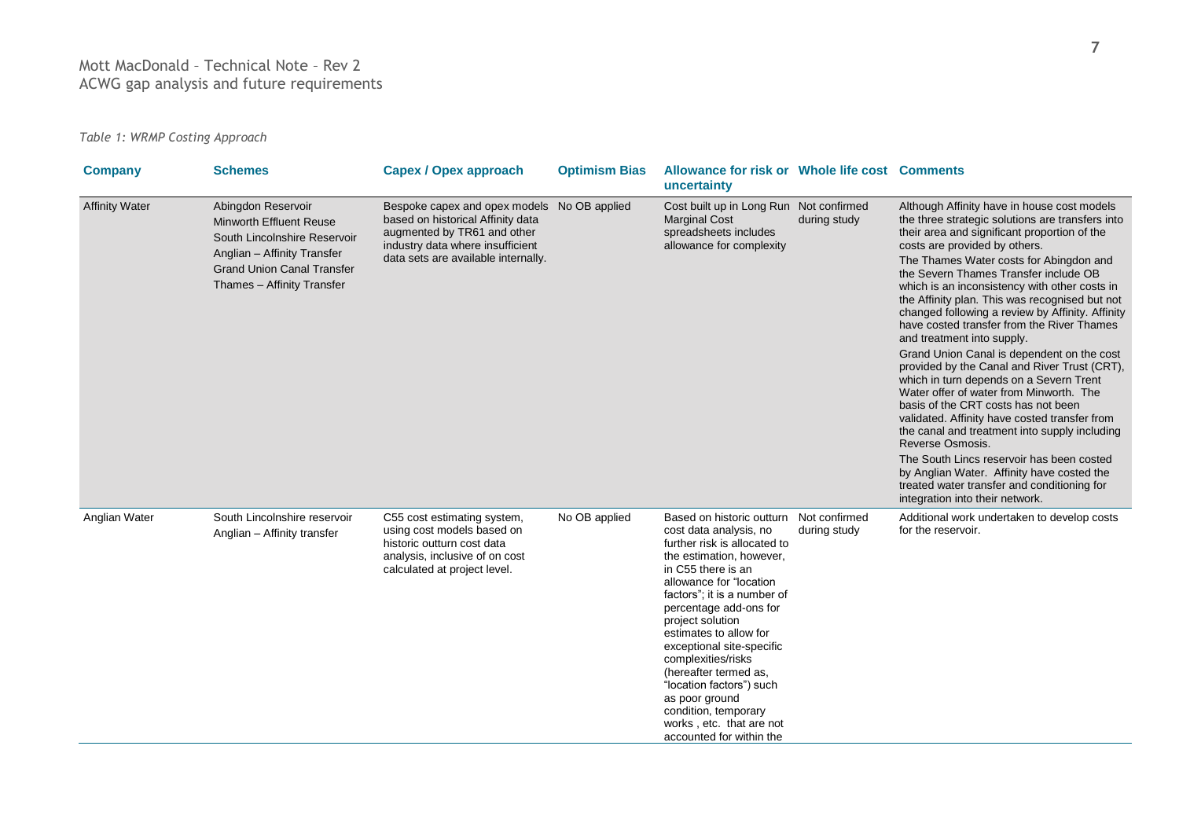*Table 1: WRMP Costing Approach*

| Company | Schemes | Capex / Opex approach | Optimism Bias | Allowance for risk or uncertainty | Whole life cost | Comments |
|---|---|---|---|---|---|---|
| Affinity Water | Abingdon Reservoir<br>Minworth Effluent Reuse<br>South Lincolnshire Reservoir<br>Anglian – Affinity Transfer<br>Grand Union Canal Transfer<br>Thames – Affinity Transfer | Bespoke capex and opex models based on historical Affinity data augmented by TR61 and other industry data where insufficient data sets are available internally. | No OB applied | Cost built up in Long Run Marginal Cost spreadsheets includes allowance for complexity | Not confirmed during study | Although Affinity have in house cost models the three strategic solutions are transfers into their area and significant proportion of the costs are provided by others.<br>The Thames Water costs for Abingdon and the Severn Thames Transfer include OB which is an inconsistency with other costs in the Affinity plan. This was recognised but not changed following a review by Affinity. Affinity have costed transfer from the River Thames and treatment into supply.<br>Grand Union Canal is dependent on the cost provided by the Canal and River Trust (CRT), which in turn depends on a Severn Trent Water offer of water from Minworth. The basis of the CRT costs has not been validated. Affinity have costed transfer from the canal and treatment into supply including Reverse Osmosis.<br>The South Lincs reservoir has been costed by Anglian Water. Affinity have costed the treated water transfer and conditioning for integration into their network. |
| Anglian Water | South Lincolnshire reservoir<br>Anglian – Affinity transfer | C55 cost estimating system, using cost models based on historic outturn cost data analysis, inclusive of on cost calculated at project level. | No OB applied | Based on historic outturn cost data analysis, no further risk is allocated to the estimation, however, in C55 there is an allowance for "location factors"; it is a number of percentage add-ons for project solution estimates to allow for exceptional site-specific complexities/risks (hereafter termed as, "location factors") such as poor ground condition, temporary works , etc. that are not accounted for within the | Not confirmed during study | Additional work undertaken to develop costs for the reservoir. |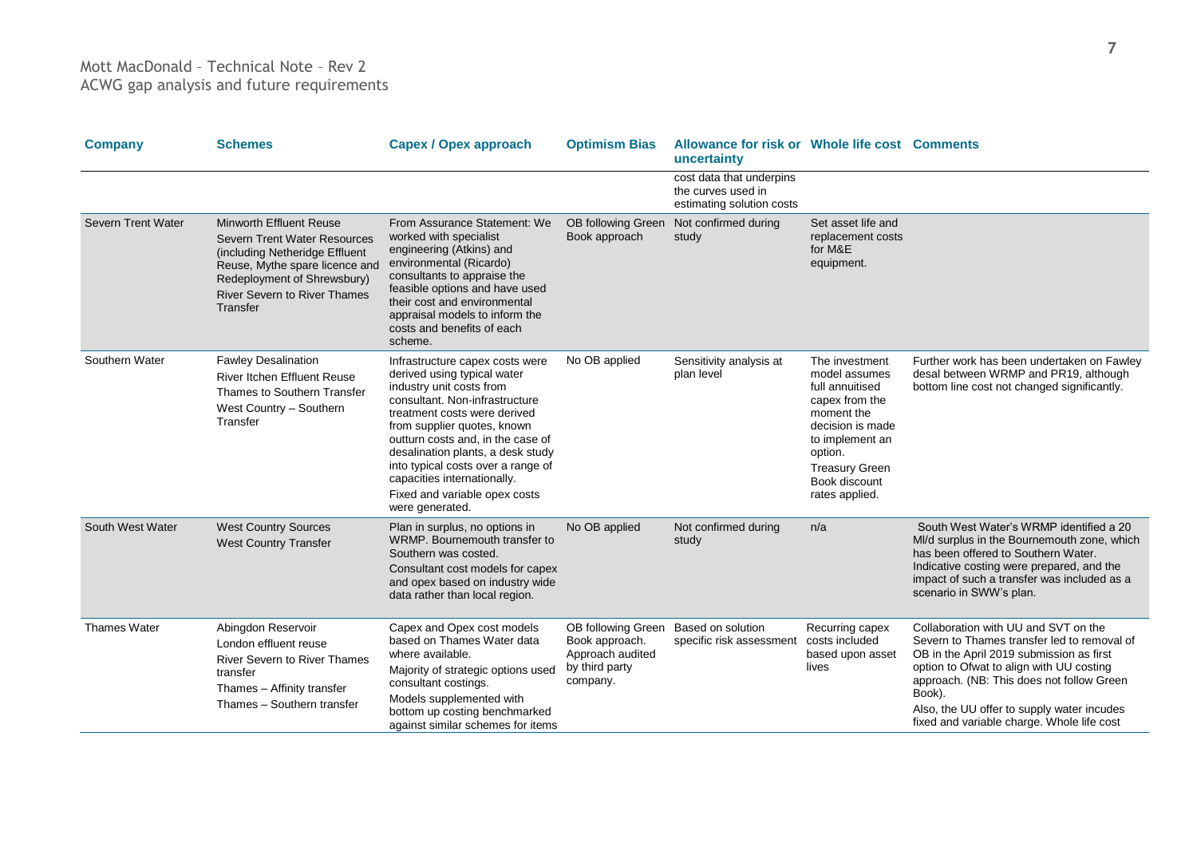| Company | Schemes | Capex / Opex approach | Optimism Bias | Allowance for risk or uncertainty | Whole life cost | Comments |
|---|---|---|---|---|---|---|
| | | | | cost data that underpins the curves used in estimating solution costs | | |
| Severn Trent Water | Minworth Effluent Reuse<br>Severn Trent Water Resources (including Netheridge Effluent Reuse, Mythe spare licence and Redeployment of Shrewsbury)<br>River Severn to River Thames Transfer | From Assurance Statement: We worked with specialist engineering (Atkins) and environmental (Ricardo) consultants to appraise the feasible options and have used their cost and environmental appraisal models to inform the costs and benefits of each scheme. | OB following Green Book approach | Not confirmed during study | Set asset life and replacement costs for M&E equipment. | |
| Southern Water | Fawley Desalination<br>River Itchen Effluent Reuse<br>Thames to Southern Transfer<br>West Country – Southern Transfer | Infrastructure capex costs were derived using typical water industry unit costs from consultant. Non-infrastructure treatment costs were derived from supplier quotes, known outturn costs and, in the case of desalination plants, a desk study into typical costs over a range of capacities internationally.<br>Fixed and variable opex costs were generated. | No OB applied | Sensitivity analysis at plan level | The investment model assumes full annuitised capex from the moment the decision is made to implement an option.<br>Treasury Green Book discount rates applied. | Further work has been undertaken on Fawley desal between WRMP and PR19, although bottom line cost not changed significantly. |
| South West Water | West Country Sources<br>West Country Transfer | Plan in surplus, no options in WRMP. Bournemouth transfer to Southern was costed.<br>Consultant cost models for capex and opex based on industry wide data rather than local region. | No OB applied | Not confirmed during study | n/a | South West Water's WRMP identified a 20 Ml/d surplus in the Bournemouth zone, which has been offered to Southern Water. Indicative costing were prepared, and the impact of such a transfer was included as a scenario in SWW's plan. |
| Thames Water | Abingdon Reservoir<br>London effluent reuse<br>River Severn to River Thames transfer<br>Thames – Affinity transfer<br>Thames – Southern transfer | Capex and Opex cost models based on Thames Water data where available.<br>Majority of strategic options used consultant costings.<br>Models supplemented with bottom up costing benchmarked against similar schemes for items | OB following Green Book approach. Approach audited by third party company. | Based on solution specific risk assessment | Recurring capex costs included based upon asset lives | Collaboration with UU and SVT on the Severn to Thames transfer led to removal of OB in the April 2019 submission as first option to Ofwat to align with UU costing approach. (NB: This does not follow Green Book).<br>Also, the UU offer to supply water incudes fixed and variable charge. Whole life cost |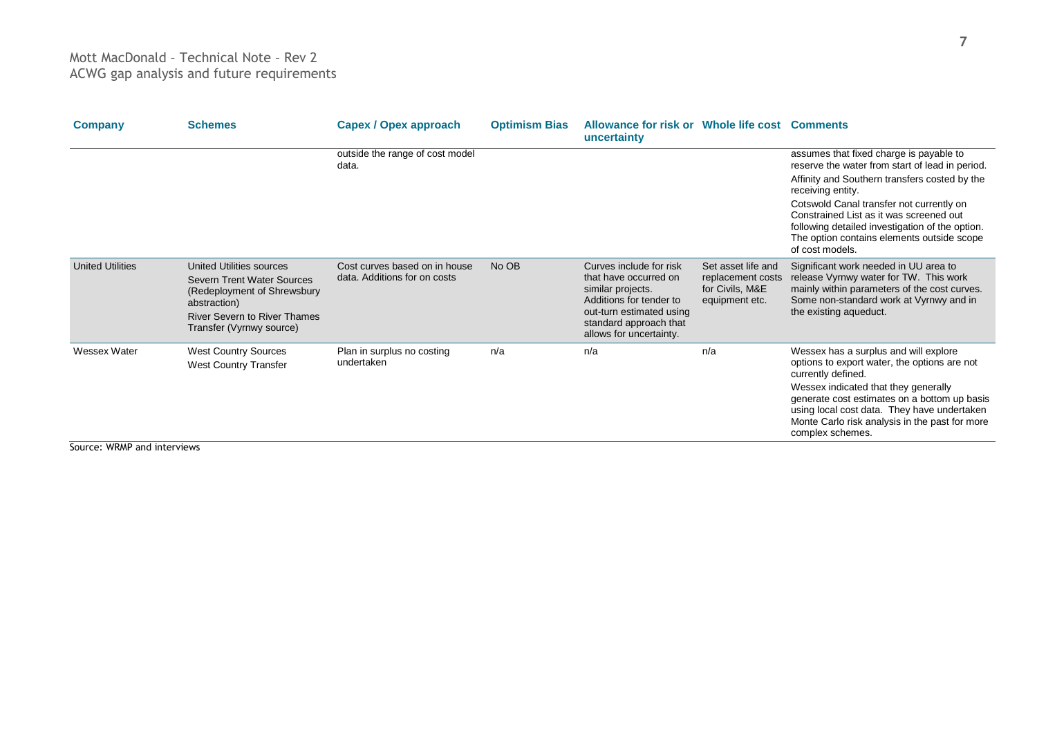| Company | Schemes | Capex / Opex approach | Optimism Bias | Allowance for risk or uncertainty | Whole life cost | Comments |
|---|---|---|---|---|---|---|
| | | outside the range of cost model data. | | | | assumes that fixed charge is payable to reserve the water from start of lead in period.<br>Affinity and Southern transfers costed by the receiving entity.<br>Cotswold Canal transfer not currently on Constrained List as it was screened out following detailed investigation of the option. The option contains elements outside scope of cost models. |
| United Utilities | United Utilities sources<br>Severn Trent Water Sources (Redeployment of Shrewsbury abstraction)<br>River Severn to River Thames Transfer (Vyrnwy source) | Cost curves based on in house data. Additions for on costs | No OB | Curves include for risk that have occurred on similar projects. Additions for tender to out-turn estimated using standard approach that allows for uncertainty. | Set asset life and replacement costs for Civils, M&E equipment etc. | Significant work needed in UU area to release Vyrnwy water for TW. This work mainly within parameters of the cost curves. Some non-standard work at Vyrnwy and in the existing aqueduct. |
| Wessex Water | West Country Sources<br>West Country Transfer | Plan in surplus no costing undertaken | n/a | n/a | n/a | Wessex has a surplus and will explore options to export water, the options are not currently defined.<br>Wessex indicated that they generally generate cost estimates on a bottom up basis using local cost data. They have undertaken Monte Carlo risk analysis in the past for more complex schemes. |

Source: WRMP and interviews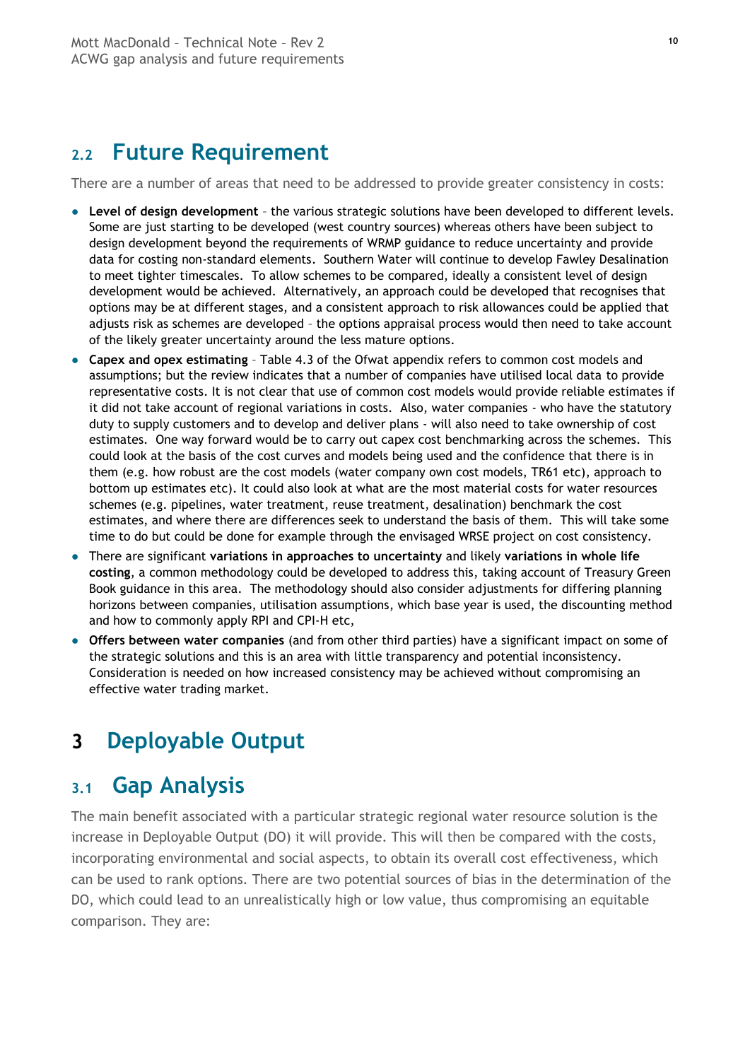## 2.2 Future Requirement

There are a number of areas that need to be addressed to provide greater consistency in costs:

- **Level of design development** – the various strategic solutions have been developed to different levels. Some are just starting to be developed (west country sources) whereas others have been subject to design development beyond the requirements of WRMP guidance to reduce uncertainty and provide data for costing non-standard elements. Southern Water will continue to develop Fawley Desalination to meet tighter timescales. To allow schemes to be compared, ideally a consistent level of design development would be achieved. Alternatively, an approach could be developed that recognises that options may be at different stages, and a consistent approach to risk allowances could be applied that adjusts risk as schemes are developed – the options appraisal process would then need to take account of the likely greater uncertainty around the less mature options.
- **Capex and opex estimating** – Table 4.3 of the Ofwat appendix refers to common cost models and assumptions; but the review indicates that a number of companies have utilised local data to provide representative costs. It is not clear that use of common cost models would provide reliable estimates if it did not take account of regional variations in costs. Also, water companies - who have the statutory duty to supply customers and to develop and deliver plans - will also need to take ownership of cost estimates. One way forward would be to carry out capex cost benchmarking across the schemes. This could look at the basis of the cost curves and models being used and the confidence that there is in them (e.g. how robust are the cost models (water company own cost models, TR61 etc), approach to bottom up estimates etc). It could also look at what are the most material costs for water resources schemes (e.g. pipelines, water treatment, reuse treatment, desalination) benchmark the cost estimates, and where there are differences seek to understand the basis of them. This will take some time to do but could be done for example through the envisaged WRSE project on cost consistency.
- There are significant **variations in approaches to uncertainty** and likely **variations in whole life costing**, a common methodology could be developed to address this, taking account of Treasury Green Book guidance in this area. The methodology should also consider adjustments for differing planning horizons between companies, utilisation assumptions, which base year is used, the discounting method and how to commonly apply RPI and CPI-H etc,
- **Offers between water companies** (and from other third parties) have a significant impact on some of the strategic solutions and this is an area with little transparency and potential inconsistency. Consideration is needed on how increased consistency may be achieved without compromising an effective water trading market.

# 3 Deployable Output

## 3.1 Gap Analysis

The main benefit associated with a particular strategic regional water resource solution is the increase in Deployable Output (DO) it will provide. This will then be compared with the costs, incorporating environmental and social aspects, to obtain its overall cost effectiveness, which can be used to rank options. There are two potential sources of bias in the determination of the DO, which could lead to an unrealistically high or low value, thus compromising an equitable comparison. They are: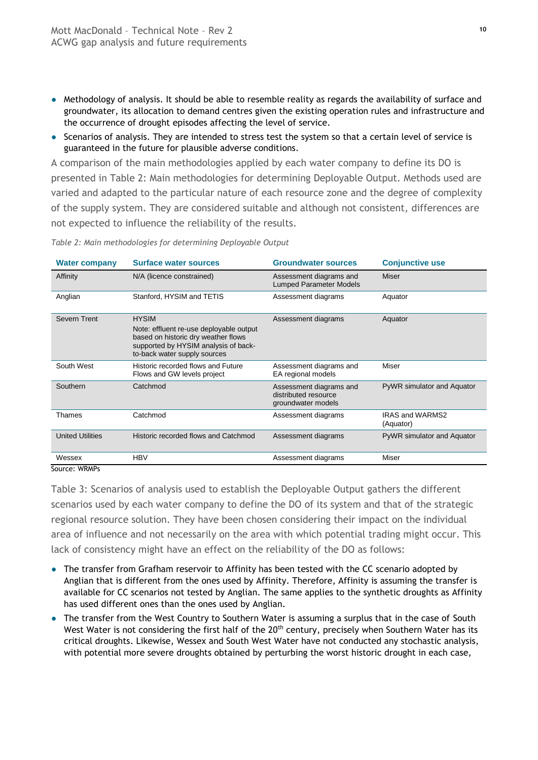- Methodology of analysis. It should be able to resemble reality as regards the availability of surface and groundwater, its allocation to demand centres given the existing operation rules and infrastructure and the occurrence of drought episodes affecting the level of service.
- Scenarios of analysis. They are intended to stress test the system so that a certain level of service is guaranteed in the future for plausible adverse conditions.

A comparison of the main methodologies applied by each water company to define its DO is presented in Table 2: Main methodologies for determining Deployable Output. Methods used are varied and adapted to the particular nature of each resource zone and the degree of complexity of the supply system. They are considered suitable and although not consistent, differences are not expected to influence the reliability of the results.

*Table 2: Main methodologies for determining Deployable Output*

| Water company | Surface water sources | Groundwater sources | Conjunctive use |
|---|---|---|---|
| Affinity | N/A (licence constrained) | Assessment diagrams and Lumped Parameter Models | Miser |
| Anglian | Stanford, HYSIM and TETIS | Assessment diagrams | Aquator |
| Severn Trent | HYSIM<br>Note: effluent re-use deployable output based on historic dry weather flows supported by HYSIM analysis of back-to-back water supply sources | Assessment diagrams | Aquator |
| South West | Historic recorded flows and Future Flows and GW levels project | Assessment diagrams and EA regional models | Miser |
| Southern | Catchmod | Assessment diagrams and distributed resource groundwater models | PyWR simulator and Aquator |
| Thames | Catchmod | Assessment diagrams | IRAS and WARMS2 (Aquator) |
| United Utilities | Historic recorded flows and Catchmod | Assessment diagrams | PyWR simulator and Aquator |
| Wessex | HBV | Assessment diagrams | Miser |

Source: WRMPs

Table 3: Scenarios of analysis used to establish the Deployable Output gathers the different scenarios used by each water company to define the DO of its system and that of the strategic regional resource solution. They have been chosen considering their impact on the individual area of influence and not necessarily on the area with which potential trading might occur. This lack of consistency might have an effect on the reliability of the DO as follows:

- The transfer from Grafham reservoir to Affinity has been tested with the CC scenario adopted by Anglian that is different from the ones used by Affinity. Therefore, Affinity is assuming the transfer is available for CC scenarios not tested by Anglian. The same applies to the synthetic droughts as Affinity has used different ones than the ones used by Anglian.
- The transfer from the West Country to Southern Water is assuming a surplus that in the case of South West Water is not considering the first half of the 20th century, precisely when Southern Water has its critical droughts. Likewise, Wessex and South West Water have not conducted any stochastic analysis, with potential more severe droughts obtained by perturbing the worst historic drought in each case,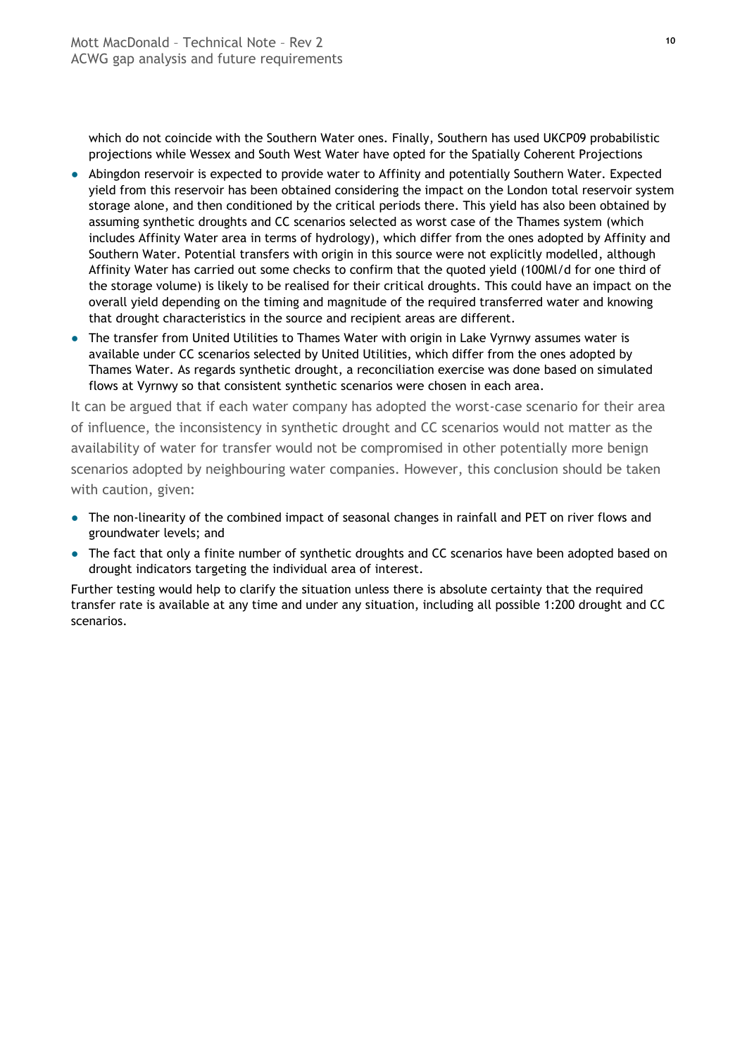which do not coincide with the Southern Water ones. Finally, Southern has used UKCP09 probabilistic projections while Wessex and South West Water have opted for the Spatially Coherent Projections

- Abingdon reservoir is expected to provide water to Affinity and potentially Southern Water. Expected yield from this reservoir has been obtained considering the impact on the London total reservoir system storage alone, and then conditioned by the critical periods there. This yield has also been obtained by assuming synthetic droughts and CC scenarios selected as worst case of the Thames system (which includes Affinity Water area in terms of hydrology), which differ from the ones adopted by Affinity and Southern Water. Potential transfers with origin in this source were not explicitly modelled, although Affinity Water has carried out some checks to confirm that the quoted yield (100Ml/d for one third of the storage volume) is likely to be realised for their critical droughts. This could have an impact on the overall yield depending on the timing and magnitude of the required transferred water and knowing that drought characteristics in the source and recipient areas are different.
- The transfer from United Utilities to Thames Water with origin in Lake Vyrnwy assumes water is available under CC scenarios selected by United Utilities, which differ from the ones adopted by Thames Water. As regards synthetic drought, a reconciliation exercise was done based on simulated flows at Vyrnwy so that consistent synthetic scenarios were chosen in each area.

It can be argued that if each water company has adopted the worst-case scenario for their area of influence, the inconsistency in synthetic drought and CC scenarios would not matter as the availability of water for transfer would not be compromised in other potentially more benign scenarios adopted by neighbouring water companies. However, this conclusion should be taken with caution, given:

- The non-linearity of the combined impact of seasonal changes in rainfall and PET on river flows and groundwater levels; and
- The fact that only a finite number of synthetic droughts and CC scenarios have been adopted based on drought indicators targeting the individual area of interest.

Further testing would help to clarify the situation unless there is absolute certainty that the required transfer rate is available at any time and under any situation, including all possible 1:200 drought and CC scenarios.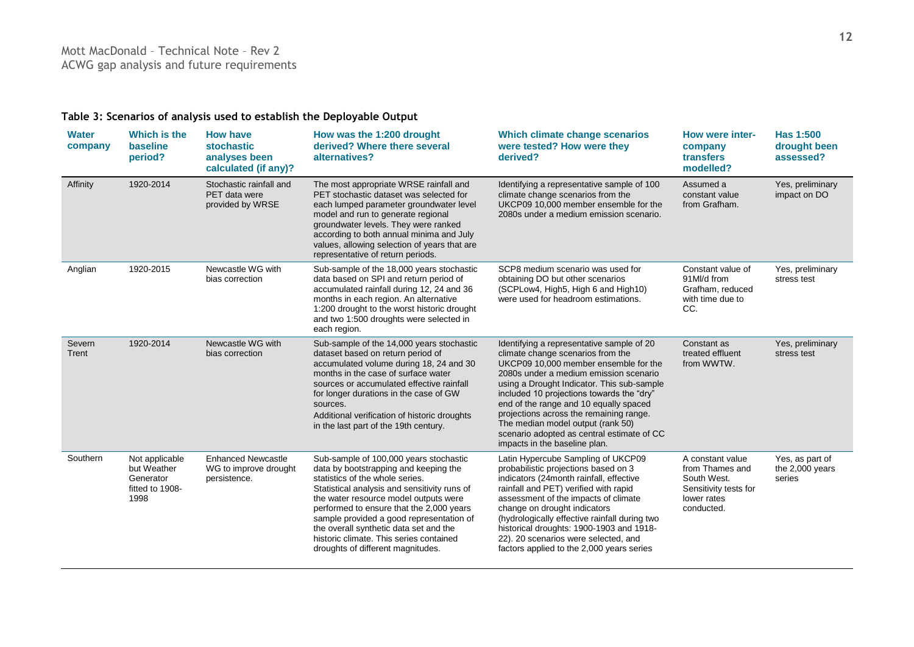**Table 3: Scenarios of analysis used to establish the Deployable Output**

| Water company | Which is the baseline period? | How have stochastic analyses been calculated (if any)? | How was the 1:200 drought derived? Where there several alternatives? | Which climate change scenarios were tested? How were they derived? | How were inter-company transfers modelled? | Has 1:500 drought been assessed? |
|---|---|---|---|---|---|---|
| Affinity | 1920-2014 | Stochastic rainfall and PET data were provided by WRSE | The most appropriate WRSE rainfall and PET stochastic dataset was selected for each lumped parameter groundwater level model and run to generate regional groundwater levels. They were ranked according to both annual minima and July values, allowing selection of years that are representative of return periods. | Identifying a representative sample of 100 climate change scenarios from the UKCP09 10,000 member ensemble for the 2080s under a medium emission scenario. | Assumed a constant value from Grafham. | Yes, preliminary impact on DO |
| Anglian | 1920-2015 | Newcastle WG with bias correction | Sub-sample of the 18,000 years stochastic data based on SPI and return period of accumulated rainfall during 12, 24 and 36 months in each region. An alternative 1:200 drought to the worst historic drought and two 1:500 droughts were selected in each region. | SCP8 medium scenario was used for obtaining DO but other scenarios (SCPLow4, High5, High 6 and High10) were used for headroom estimations. | Constant value of 91Ml/d from Grafham, reduced with time due to CC. | Yes, preliminary stress test |
| Severn Trent | 1920-2014 | Newcastle WG with bias correction | Sub-sample of the 14,000 years stochastic dataset based on return period of accumulated volume during 18, 24 and 30 months in the case of surface water sources or accumulated effective rainfall for longer durations in the case of GW sources.<br>Additional verification of historic droughts in the last part of the 19th century. | Identifying a representative sample of 20 climate change scenarios from the UKCP09 10,000 member ensemble for the 2080s under a medium emission scenario using a Drought Indicator. This sub-sample included 10 projections towards the "dry" end of the range and 10 equally spaced projections across the remaining range. The median model output (rank 50) scenario adopted as central estimate of CC impacts in the baseline plan. | Constant as treated effluent from WWTW. | Yes, preliminary stress test |
| Southern | Not applicable but Weather Generator fitted to 1908-1998 | Enhanced Newcastle WG to improve drought persistence. | Sub-sample of 100,000 years stochastic data by bootstrapping and keeping the statistics of the whole series.<br>Statistical analysis and sensitivity runs of the water resource model outputs were performed to ensure that the 2,000 years sample provided a good representation of the overall synthetic data set and the historic climate. This series contained droughts of different magnitudes. | Latin Hypercube Sampling of UKCP09 probabilistic projections based on 3 indicators (24month rainfall, effective rainfall and PET) verified with rapid assessment of the impacts of climate change on drought indicators (hydrologically effective rainfall during two historical droughts: 1900-1903 and 1918-22). 20 scenarios were selected, and factors applied to the 2,000 years series | A constant value from Thames and South West. Sensitivity tests for lower rates conducted. | Yes, as part of the 2,000 years series |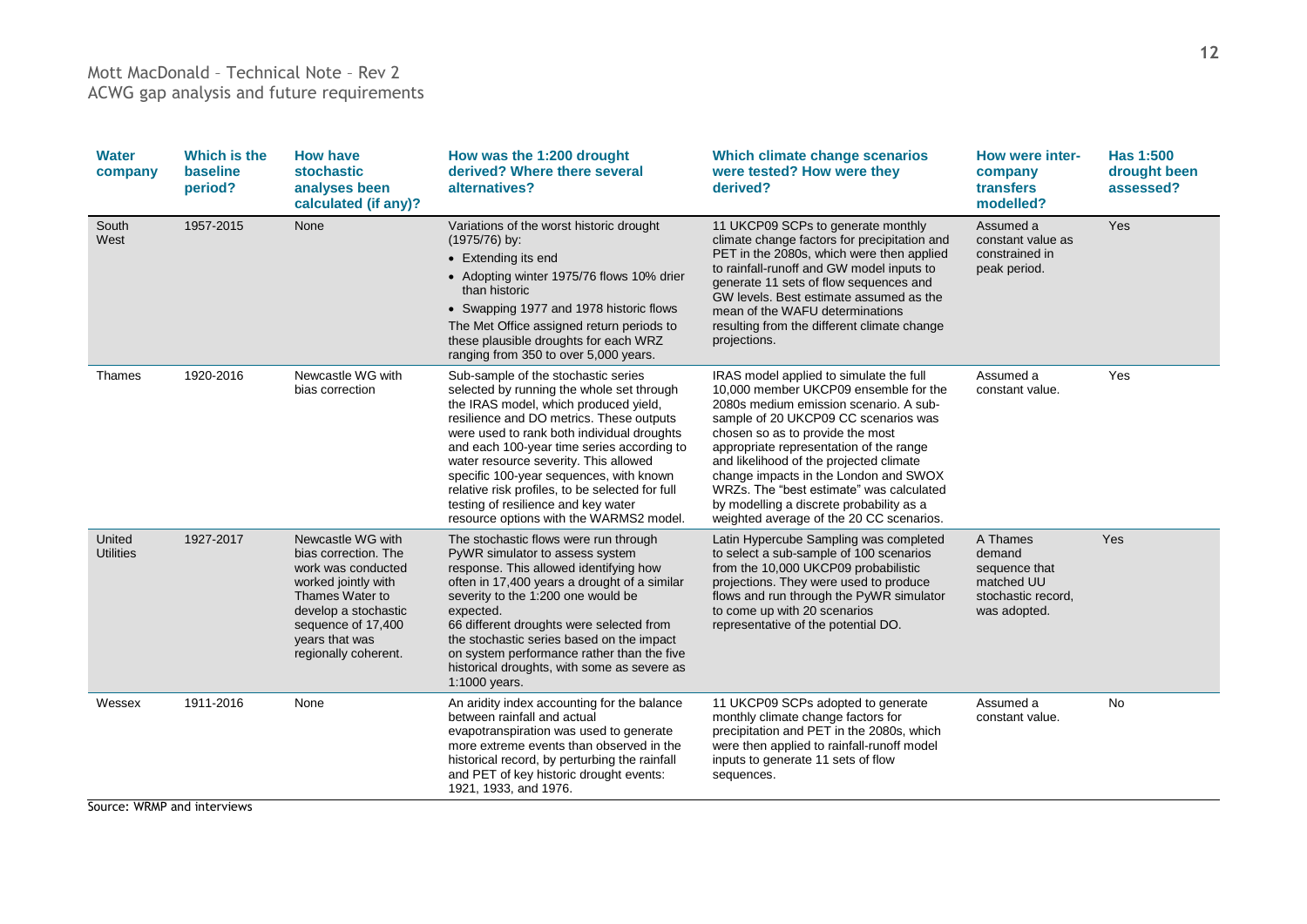| Water company | Which is the baseline period? | How have stochastic analyses been calculated (if any)? | How was the 1:200 drought derived? Where there several alternatives? | Which climate change scenarios were tested? How were they derived? | How were inter-company transfers modelled? | Has 1:500 drought been assessed? |
|---|---|---|---|---|---|---|
| South West | 1957-2015 | None | Variations of the worst historic drought (1975/76) by: • Extending its end • Adopting winter 1975/76 flows 10% drier than historic • Swapping 1977 and 1978 historic flows The Met Office assigned return periods to these plausible droughts for each WRZ ranging from 350 to over 5,000 years. | 11 UKCP09 SCPs to generate monthly climate change factors for precipitation and PET in the 2080s, which were then applied to rainfall-runoff and GW model inputs to generate 11 sets of flow sequences and GW levels. Best estimate assumed as the mean of the WAFU determinations resulting from the different climate change projections. | Assumed a constant value as constrained in peak period. | Yes |
| Thames | 1920-2016 | Newcastle WG with bias correction | Sub-sample of the stochastic series selected by running the whole set through the IRAS model, which produced yield, resilience and DO metrics. These outputs were used to rank both individual droughts and each 100-year time series according to water resource severity. This allowed specific 100-year sequences, with known relative risk profiles, to be selected for full testing of resilience and key water resource options with the WARMS2 model. | IRAS model applied to simulate the full 10,000 member UKCP09 ensemble for the 2080s medium emission scenario. A sub-sample of 20 UKCP09 CC scenarios was chosen so as to provide the most appropriate representation of the range and likelihood of the projected climate change impacts in the London and SWOX WRZs. The "best estimate" was calculated by modelling a discrete probability as a weighted average of the 20 CC scenarios. | Assumed a constant value. | Yes |
| United Utilities | 1927-2017 | Newcastle WG with bias correction. The work was conducted worked jointly with Thames Water to develop a stochastic sequence of 17,400 years that was regionally coherent. | The stochastic flows were run through PyWR simulator to assess system response. This allowed identifying how often in 17,400 years a drought of a similar severity to the 1:200 one would be expected. 66 different droughts were selected from the stochastic series based on the impact on system performance rather than the five historical droughts, with some as severe as 1:1000 years. | Latin Hypercube Sampling was completed to select a sub-sample of 100 scenarios from the 10,000 UKCP09 probabilistic projections. They were used to produce flows and run through the PyWR simulator to come up with 20 scenarios representative of the potential DO. | A Thames demand sequence that matched UU stochastic record, was adopted. | Yes |
| Wessex | 1911-2016 | None | An aridity index accounting for the balance between rainfall and actual evapotranspiration was used to generate more extreme events than observed in the historical record, by perturbing the rainfall and PET of key historic drought events: 1921, 1933, and 1976. | 11 UKCP09 SCPs adopted to generate monthly climate change factors for precipitation and PET in the 2080s, which were then applied to rainfall-runoff model inputs to generate 11 sets of flow sequences. | Assumed a constant value. | No |

Source: WRMP and interviews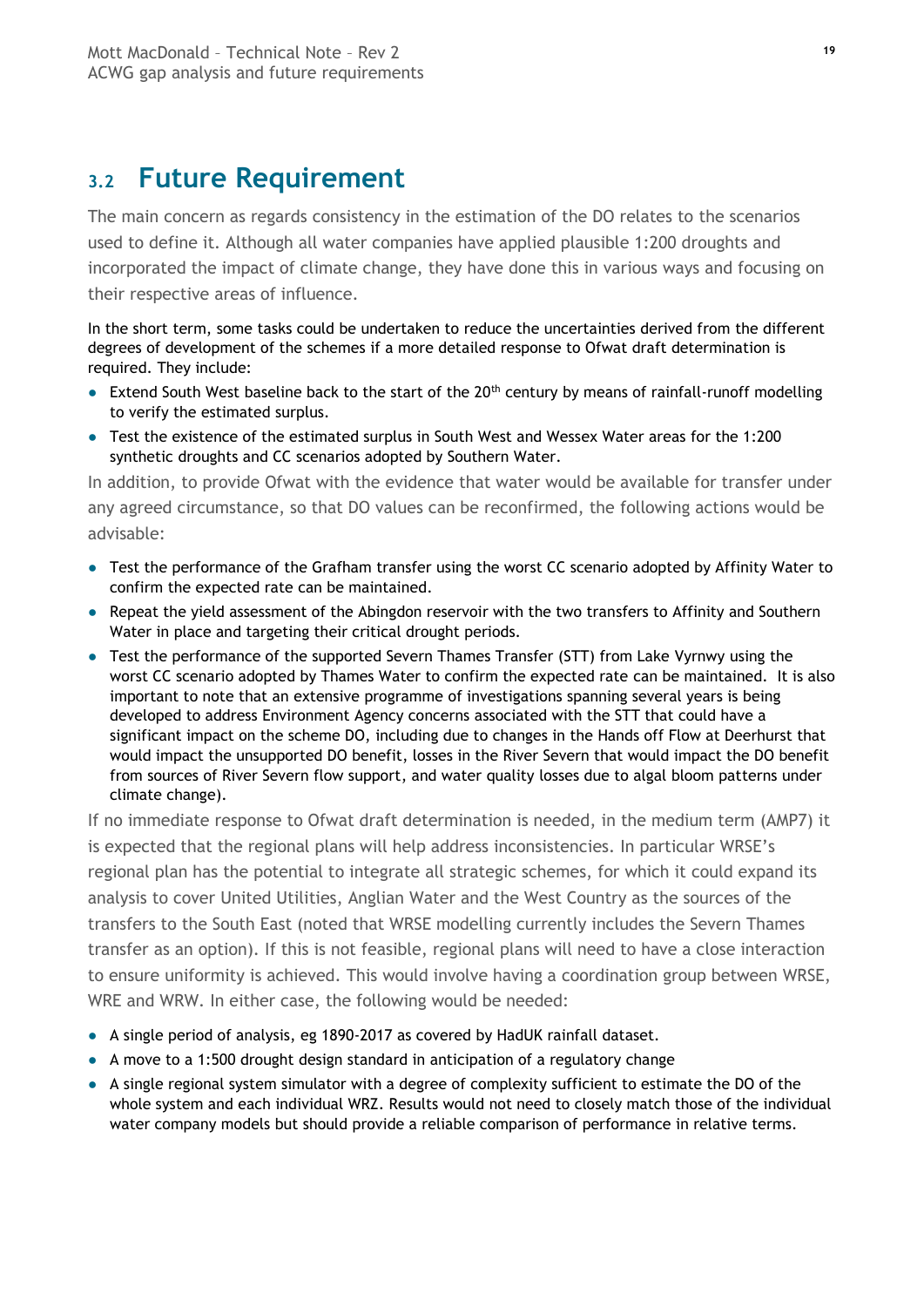## 3.2 Future Requirement

The main concern as regards consistency in the estimation of the DO relates to the scenarios used to define it. Although all water companies have applied plausible 1:200 droughts and incorporated the impact of climate change, they have done this in various ways and focusing on their respective areas of influence.

In the short term, some tasks could be undertaken to reduce the uncertainties derived from the different degrees of development of the schemes if a more detailed response to Ofwat draft determination is required. They include:

- Extend South West baseline back to the start of the 20th century by means of rainfall-runoff modelling to verify the estimated surplus.
- Test the existence of the estimated surplus in South West and Wessex Water areas for the 1:200 synthetic droughts and CC scenarios adopted by Southern Water.

In addition, to provide Ofwat with the evidence that water would be available for transfer under any agreed circumstance, so that DO values can be reconfirmed, the following actions would be advisable:

- Test the performance of the Grafham transfer using the worst CC scenario adopted by Affinity Water to confirm the expected rate can be maintained.
- Repeat the yield assessment of the Abingdon reservoir with the two transfers to Affinity and Southern Water in place and targeting their critical drought periods.
- Test the performance of the supported Severn Thames Transfer (STT) from Lake Vyrnwy using the worst CC scenario adopted by Thames Water to confirm the expected rate can be maintained. It is also important to note that an extensive programme of investigations spanning several years is being developed to address Environment Agency concerns associated with the STT that could have a significant impact on the scheme DO, including due to changes in the Hands off Flow at Deerhurst that would impact the unsupported DO benefit, losses in the River Severn that would impact the DO benefit from sources of River Severn flow support, and water quality losses due to algal bloom patterns under climate change).

If no immediate response to Ofwat draft determination is needed, in the medium term (AMP7) it is expected that the regional plans will help address inconsistencies. In particular WRSE's regional plan has the potential to integrate all strategic schemes, for which it could expand its analysis to cover United Utilities, Anglian Water and the West Country as the sources of the transfers to the South East (noted that WRSE modelling currently includes the Severn Thames transfer as an option). If this is not feasible, regional plans will need to have a close interaction to ensure uniformity is achieved. This would involve having a coordination group between WRSE, WRE and WRW. In either case, the following would be needed:

- A single period of analysis, eg 1890-2017 as covered by HadUK rainfall dataset.
- A move to a 1:500 drought design standard in anticipation of a regulatory change
- A single regional system simulator with a degree of complexity sufficient to estimate the DO of the whole system and each individual WRZ. Results would not need to closely match those of the individual water company models but should provide a reliable comparison of performance in relative terms.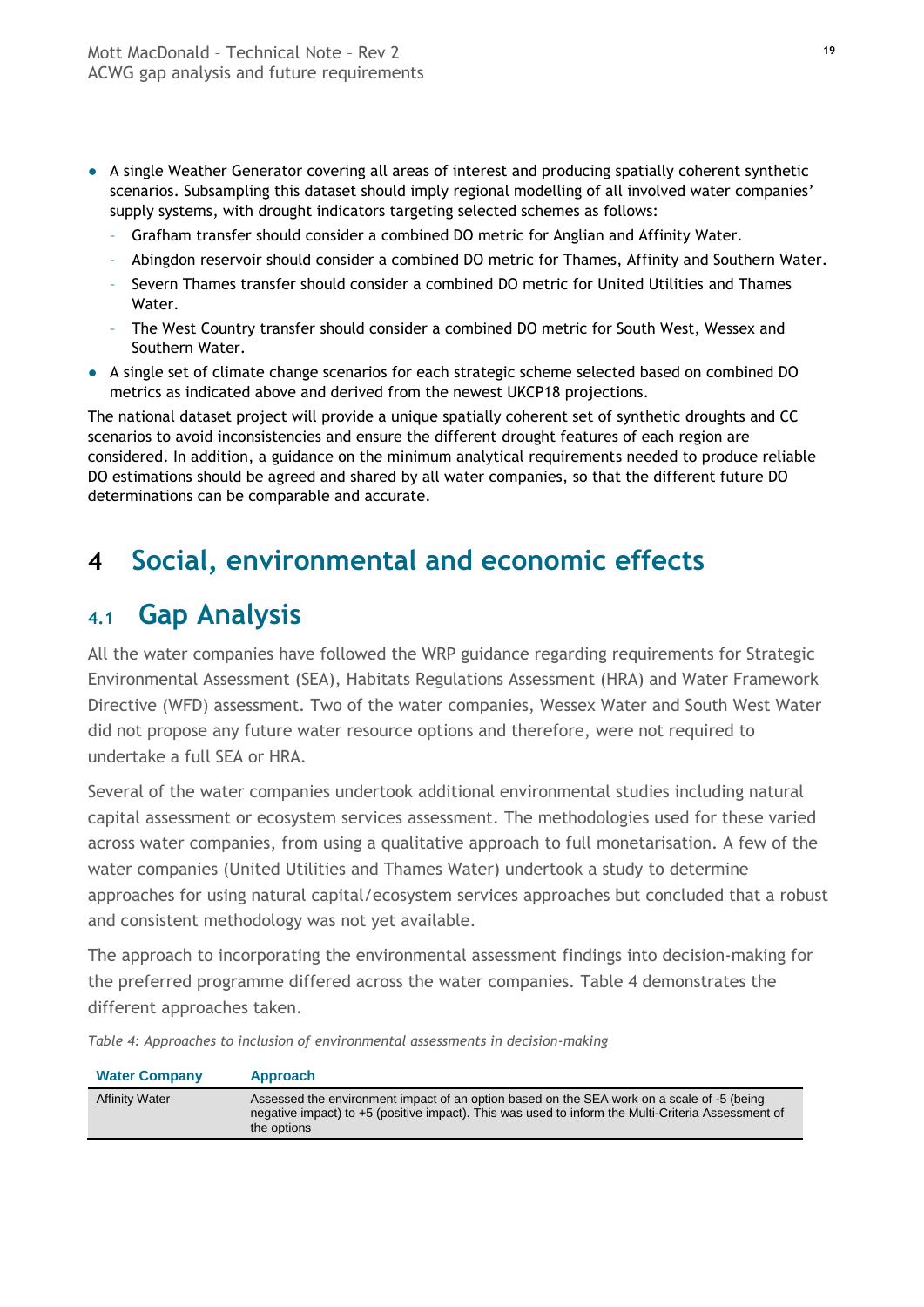- A single Weather Generator covering all areas of interest and producing spatially coherent synthetic scenarios. Subsampling this dataset should imply regional modelling of all involved water companies' supply systems, with drought indicators targeting selected schemes as follows:
  - Grafham transfer should consider a combined DO metric for Anglian and Affinity Water.
  - Abingdon reservoir should consider a combined DO metric for Thames, Affinity and Southern Water.
  - Severn Thames transfer should consider a combined DO metric for United Utilities and Thames Water.
  - The West Country transfer should consider a combined DO metric for South West, Wessex and Southern Water.
- A single set of climate change scenarios for each strategic scheme selected based on combined DO metrics as indicated above and derived from the newest UKCP18 projections.

The national dataset project will provide a unique spatially coherent set of synthetic droughts and CC scenarios to avoid inconsistencies and ensure the different drought features of each region are considered. In addition, a guidance on the minimum analytical requirements needed to produce reliable DO estimations should be agreed and shared by all water companies, so that the different future DO determinations can be comparable and accurate.

# 4 Social, environmental and economic effects

## 4.1 Gap Analysis

All the water companies have followed the WRP guidance regarding requirements for Strategic Environmental Assessment (SEA), Habitats Regulations Assessment (HRA) and Water Framework Directive (WFD) assessment. Two of the water companies, Wessex Water and South West Water did not propose any future water resource options and therefore, were not required to undertake a full SEA or HRA.

Several of the water companies undertook additional environmental studies including natural capital assessment or ecosystem services assessment. The methodologies used for these varied across water companies, from using a qualitative approach to full monetarisation. A few of the water companies (United Utilities and Thames Water) undertook a study to determine approaches for using natural capital/ecosystem services approaches but concluded that a robust and consistent methodology was not yet available.

The approach to incorporating the environmental assessment findings into decision-making for the preferred programme differed across the water companies. Table 4 demonstrates the different approaches taken.

*Table 4: Approaches to inclusion of environmental assessments in decision-making*

| Water Company | Approach |
|---|---|
| Affinity Water | Assessed the environment impact of an option based on the SEA work on a scale of -5 (being negative impact) to +5 (positive impact). This was used to inform the Multi-Criteria Assessment of the options |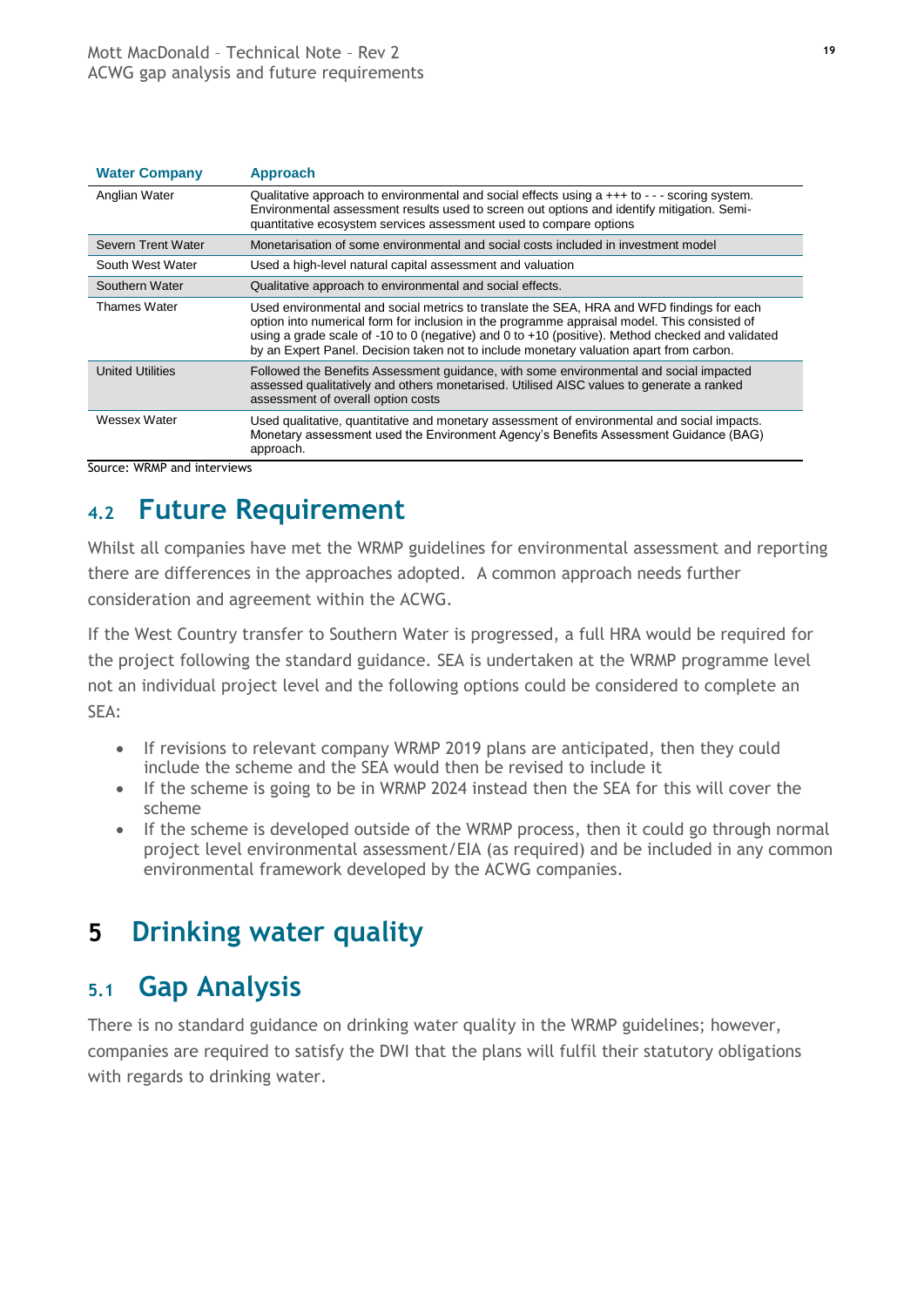| Water Company | Approach |
|---|---|
| Anglian Water | Qualitative approach to environmental and social effects using a +++ to - - - scoring system. Environmental assessment results used to screen out options and identify mitigation. Semi-quantitative ecosystem services assessment used to compare options |
| Severn Trent Water | Monetarisation of some environmental and social costs included in investment model |
| South West Water | Used a high-level natural capital assessment and valuation |
| Southern Water | Qualitative approach to environmental and social effects. |
| Thames Water | Used environmental and social metrics to translate the SEA, HRA and WFD findings for each option into numerical form for inclusion in the programme appraisal model. This consisted of using a grade scale of -10 to 0 (negative) and 0 to +10 (positive). Method checked and validated by an Expert Panel. Decision taken not to include monetary valuation apart from carbon. |
| United Utilities | Followed the Benefits Assessment guidance, with some environmental and social impacted assessed qualitatively and others monetarised. Utilised AISC values to generate a ranked assessment of overall option costs |
| Wessex Water | Used qualitative, quantitative and monetary assessment of environmental and social impacts. Monetary assessment used the Environment Agency's Benefits Assessment Guidance (BAG) approach. |

Source: WRMP and interviews

## 4.2 Future Requirement

Whilst all companies have met the WRMP guidelines for environmental assessment and reporting there are differences in the approaches adopted. A common approach needs further consideration and agreement within the ACWG.

If the West Country transfer to Southern Water is progressed, a full HRA would be required for the project following the standard guidance. SEA is undertaken at the WRMP programme level not an individual project level and the following options could be considered to complete an SEA:

- If revisions to relevant company WRMP 2019 plans are anticipated, then they could include the scheme and the SEA would then be revised to include it
- If the scheme is going to be in WRMP 2024 instead then the SEA for this will cover the scheme
- If the scheme is developed outside of the WRMP process, then it could go through normal project level environmental assessment/EIA (as required) and be included in any common environmental framework developed by the ACWG companies.

# 5 Drinking water quality

## 5.1 Gap Analysis

There is no standard guidance on drinking water quality in the WRMP guidelines; however, companies are required to satisfy the DWI that the plans will fulfil their statutory obligations with regards to drinking water.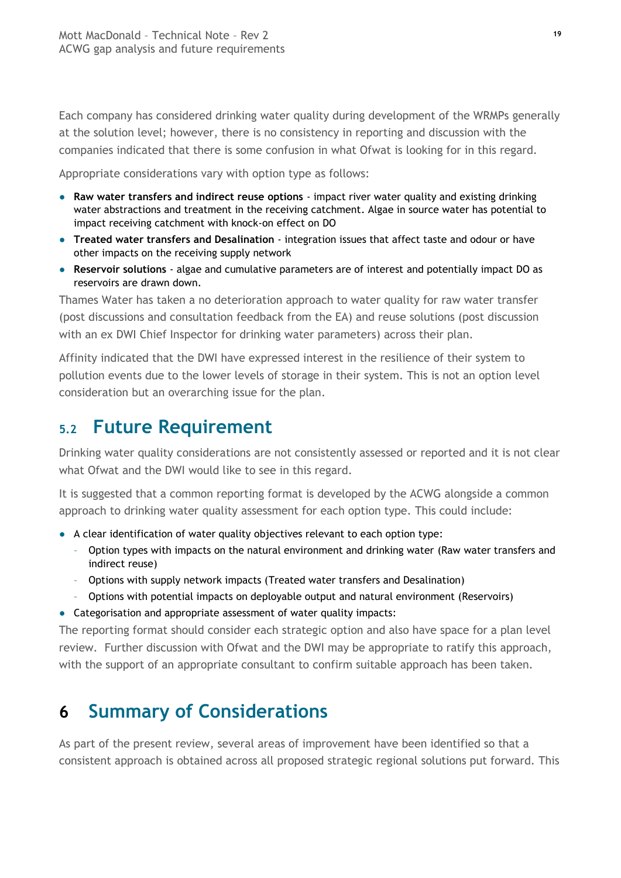Each company has considered drinking water quality during development of the WRMPs generally at the solution level; however, there is no consistency in reporting and discussion with the companies indicated that there is some confusion in what Ofwat is looking for in this regard.

Appropriate considerations vary with option type as follows:

- **Raw water transfers and indirect reuse options** - impact river water quality and existing drinking water abstractions and treatment in the receiving catchment. Algae in source water has potential to impact receiving catchment with knock-on effect on DO
- **Treated water transfers and Desalination** - integration issues that affect taste and odour or have other impacts on the receiving supply network
- **Reservoir solutions** - algae and cumulative parameters are of interest and potentially impact DO as reservoirs are drawn down.

Thames Water has taken a no deterioration approach to water quality for raw water transfer (post discussions and consultation feedback from the EA) and reuse solutions (post discussion with an ex DWI Chief Inspector for drinking water parameters) across their plan.

Affinity indicated that the DWI have expressed interest in the resilience of their system to pollution events due to the lower levels of storage in their system. This is not an option level consideration but an overarching issue for the plan.

## 5.2 Future Requirement

Drinking water quality considerations are not consistently assessed or reported and it is not clear what Ofwat and the DWI would like to see in this regard.

It is suggested that a common reporting format is developed by the ACWG alongside a common approach to drinking water quality assessment for each option type. This could include:

- A clear identification of water quality objectives relevant to each option type:
  - Option types with impacts on the natural environment and drinking water (Raw water transfers and indirect reuse)
  - Options with supply network impacts (Treated water transfers and Desalination)
  - Options with potential impacts on deployable output and natural environment (Reservoirs)
- Categorisation and appropriate assessment of water quality impacts:

The reporting format should consider each strategic option and also have space for a plan level review. Further discussion with Ofwat and the DWI may be appropriate to ratify this approach, with the support of an appropriate consultant to confirm suitable approach has been taken.

# 6 Summary of Considerations

As part of the present review, several areas of improvement have been identified so that a consistent approach is obtained across all proposed strategic regional solutions put forward. This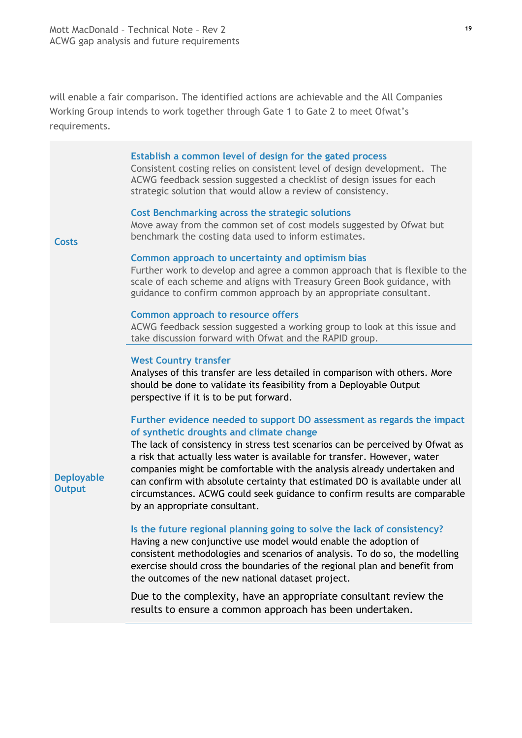will enable a fair comparison. The identified actions are achievable and the All Companies Working Group intends to work together through Gate 1 to Gate 2 to meet Ofwat's requirements.

| | |
|---|---|
| **Costs** | **Establish a common level of design for the gated process**<br>Consistent costing relies on consistent level of design development. The ACWG feedback session suggested a checklist of design issues for each strategic solution that would allow a review of consistency.<br><br>**Cost Benchmarking across the strategic solutions**<br>Move away from the common set of cost models suggested by Ofwat but benchmark the costing data used to inform estimates.<br><br>**Common approach to uncertainty and optimism bias**<br>Further work to develop and agree a common approach that is flexible to the scale of each scheme and aligns with Treasury Green Book guidance, with guidance to confirm common approach by an appropriate consultant.<br><br>**Common approach to resource offers**<br>ACWG feedback session suggested a working group to look at this issue and take discussion forward with Ofwat and the RAPID group. |
| **Deployable Output** | **West Country transfer**<br>Analyses of this transfer are less detailed in comparison with others. More should be done to validate its feasibility from a Deployable Output perspective if it is to be put forward.<br><br>**Further evidence needed to support DO assessment as regards the impact of synthetic droughts and climate change**<br>The lack of consistency in stress test scenarios can be perceived by Ofwat as a risk that actually less water is available for transfer. However, water companies might be comfortable with the analysis already undertaken and can confirm with absolute certainty that estimated DO is available under all circumstances. ACWG could seek guidance to confirm results are comparable by an appropriate consultant.<br><br>**Is the future regional planning going to solve the lack of consistency?**<br>Having a new conjunctive use model would enable the adoption of consistent methodologies and scenarios of analysis. To do so, the modelling exercise should cross the boundaries of the regional plan and benefit from the outcomes of the new national dataset project.<br><br>Due to the complexity, have an appropriate consultant review the results to ensure a common approach has been undertaken. |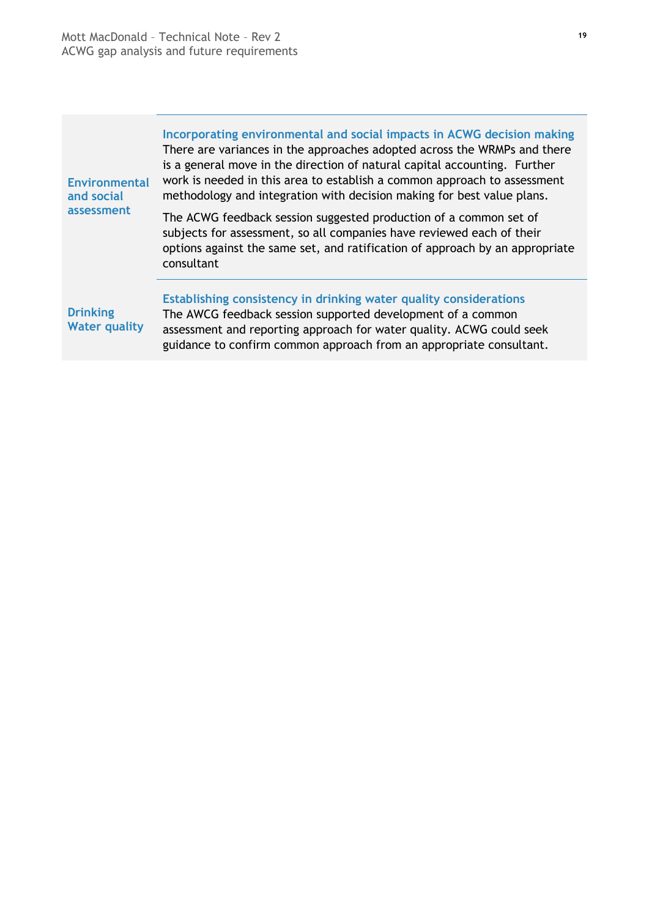| | |
|---|---|
| **Environmental and social assessment** | **Incorporating environmental and social impacts in ACWG decision making**<br>There are variances in the approaches adopted across the WRMPs and there is a general move in the direction of natural capital accounting.  Further work is needed in this area to establish a common approach to assessment methodology and integration with decision making for best value plans.<br><br>The ACWG feedback session suggested production of a common set of subjects for assessment, so all companies have reviewed each of their options against the same set, and ratification of approach by an appropriate consultant |
| **Drinking Water quality** | **Establishing consistency in drinking water quality considerations**<br>The AWCG feedback session supported development of a common assessment and reporting approach for water quality. ACWG could seek guidance to confirm common approach from an appropriate consultant. |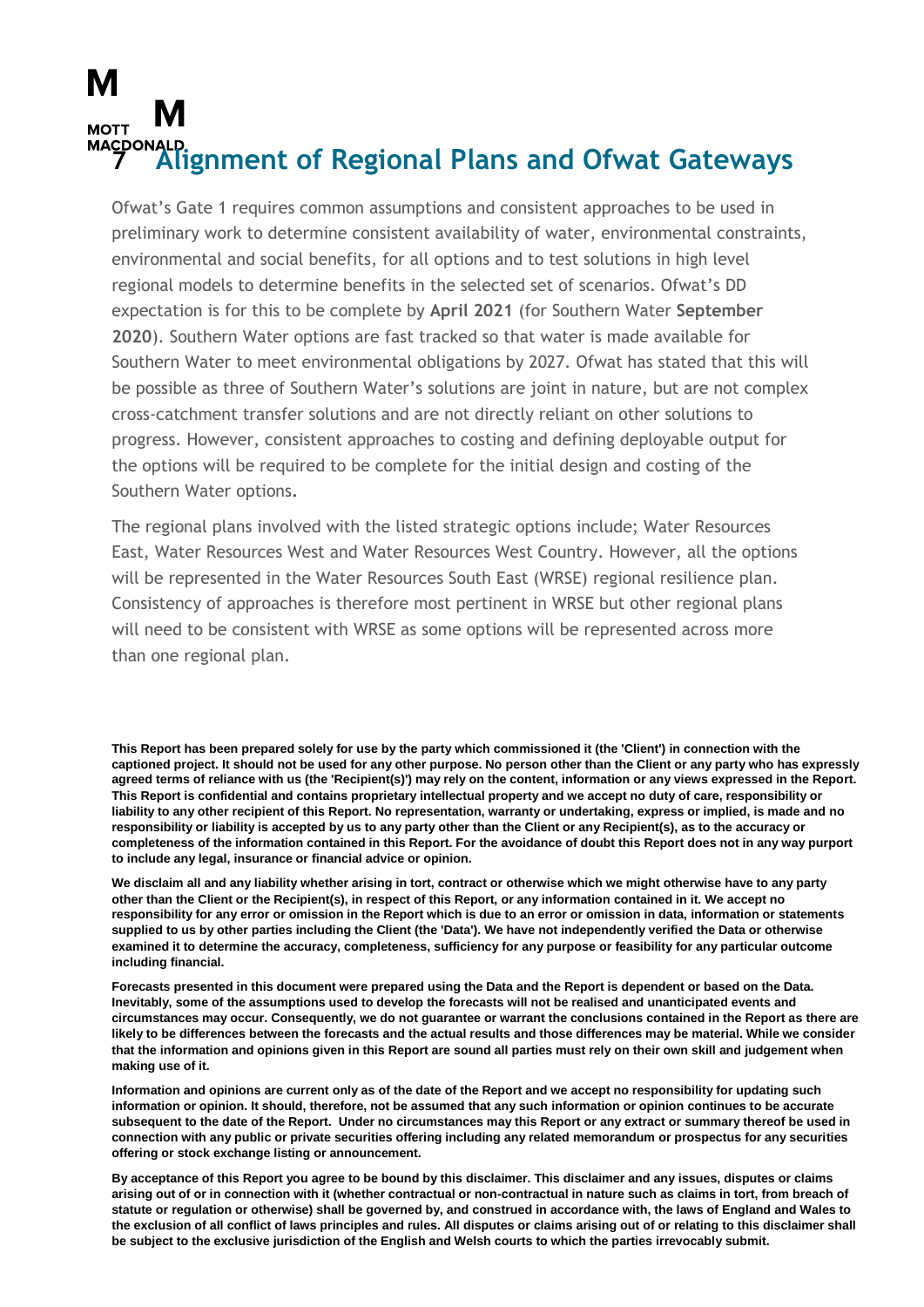# 7 Alignment of Regional Plans and Ofwat Gateways

Ofwat's Gate 1 requires common assumptions and consistent approaches to be used in preliminary work to determine consistent availability of water, environmental constraints, environmental and social benefits, for all options and to test solutions in high level regional models to determine benefits in the selected set of scenarios. Ofwat's DD expectation is for this to be complete by **April 2021** (for Southern Water **September 2020**). Southern Water options are fast tracked so that water is made available for Southern Water to meet environmental obligations by 2027. Ofwat has stated that this will be possible as three of Southern Water's solutions are joint in nature, but are not complex cross-catchment transfer solutions and are not directly reliant on other solutions to progress. However, consistent approaches to costing and defining deployable output for the options will be required to be complete for the initial design and costing of the Southern Water options.

The regional plans involved with the listed strategic options include; Water Resources East, Water Resources West and Water Resources West Country. However, all the options will be represented in the Water Resources South East (WRSE) regional resilience plan. Consistency of approaches is therefore most pertinent in WRSE but other regional plans will need to be consistent with WRSE as some options will be represented across more than one regional plan.

**This Report has been prepared solely for use by the party which commissioned it (the 'Client') in connection with the captioned project. It should not be used for any other purpose. No person other than the Client or any party who has expressly agreed terms of reliance with us (the 'Recipient(s)') may rely on the content, information or any views expressed in the Report. This Report is confidential and contains proprietary intellectual property and we accept no duty of care, responsibility or liability to any other recipient of this Report. No representation, warranty or undertaking, express or implied, is made and no responsibility or liability is accepted by us to any party other than the Client or any Recipient(s), as to the accuracy or completeness of the information contained in this Report. For the avoidance of doubt this Report does not in any way purport to include any legal, insurance or financial advice or opinion.**

**We disclaim all and any liability whether arising in tort, contract or otherwise which we might otherwise have to any party other than the Client or the Recipient(s), in respect of this Report, or any information contained in it. We accept no responsibility for any error or omission in the Report which is due to an error or omission in data, information or statements supplied to us by other parties including the Client (the 'Data'). We have not independently verified the Data or otherwise examined it to determine the accuracy, completeness, sufficiency for any purpose or feasibility for any particular outcome including financial.**

**Forecasts presented in this document were prepared using the Data and the Report is dependent or based on the Data. Inevitably, some of the assumptions used to develop the forecasts will not be realised and unanticipated events and circumstances may occur. Consequently, we do not guarantee or warrant the conclusions contained in the Report as there are likely to be differences between the forecasts and the actual results and those differences may be material. While we consider that the information and opinions given in this Report are sound all parties must rely on their own skill and judgement when making use of it.**

**Information and opinions are current only as of the date of the Report and we accept no responsibility for updating such information or opinion. It should, therefore, not be assumed that any such information or opinion continues to be accurate subsequent to the date of the Report. Under no circumstances may this Report or any extract or summary thereof be used in connection with any public or private securities offering including any related memorandum or prospectus for any securities offering or stock exchange listing or announcement.**

**By acceptance of this Report you agree to be bound by this disclaimer. This disclaimer and any issues, disputes or claims arising out of or in connection with it (whether contractual or non-contractual in nature such as claims in tort, from breach of statute or regulation or otherwise) shall be governed by, and construed in accordance with, the laws of England and Wales to the exclusion of all conflict of laws principles and rules. All disputes or claims arising out of or relating to this disclaimer shall be subject to the exclusive jurisdiction of the English and Welsh courts to which the parties irrevocably submit.**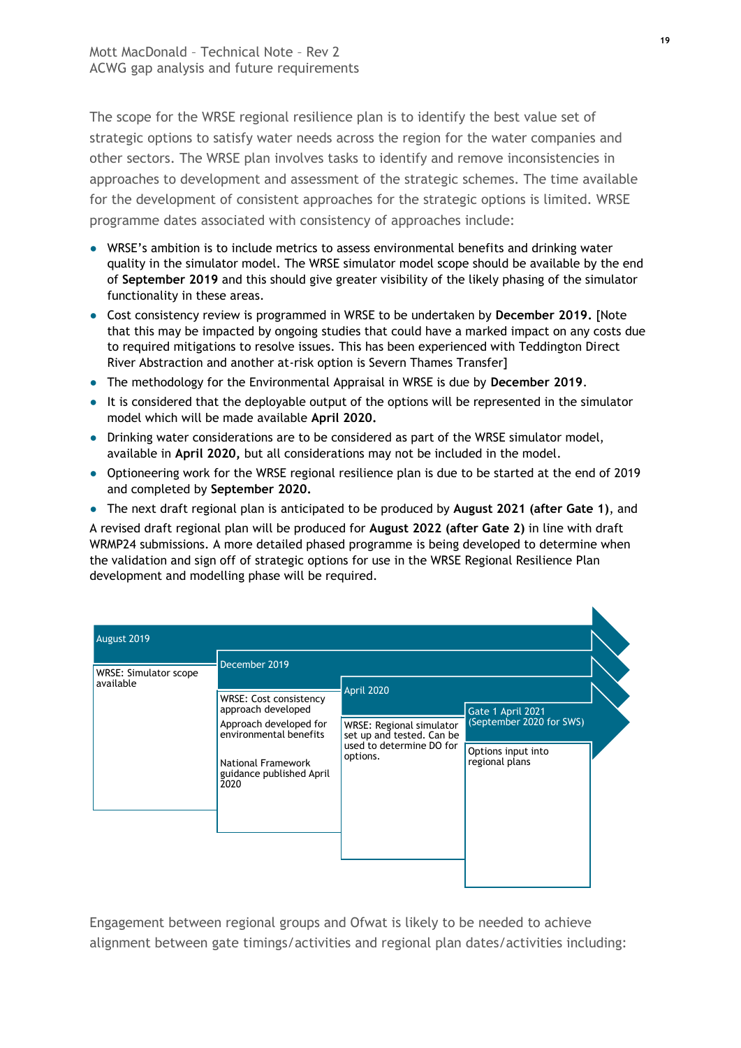The scope for the WRSE regional resilience plan is to identify the best value set of strategic options to satisfy water needs across the region for the water companies and other sectors. The WRSE plan involves tasks to identify and remove inconsistencies in approaches to development and assessment of the strategic schemes. The time available for the development of consistent approaches for the strategic options is limited. WRSE programme dates associated with consistency of approaches include:

- WRSE's ambition is to include metrics to assess environmental benefits and drinking water quality in the simulator model. The WRSE simulator model scope should be available by the end of **September 2019** and this should give greater visibility of the likely phasing of the simulator functionality in these areas.
- Cost consistency review is programmed in WRSE to be undertaken by **December 2019.** [Note that this may be impacted by ongoing studies that could have a marked impact on any costs due to required mitigations to resolve issues. This has been experienced with Teddington Direct River Abstraction and another at-risk option is Severn Thames Transfer]
- The methodology for the Environmental Appraisal in WRSE is due by **December 2019**.
- It is considered that the deployable output of the options will be represented in the simulator model which will be made available **April 2020.**
- Drinking water considerations are to be considered as part of the WRSE simulator model, available in **April 2020,** but all considerations may not be included in the model.
- Optioneering work for the WRSE regional resilience plan is due to be started at the end of 2019 and completed by **September 2020.**
- The next draft regional plan is anticipated to be produced by **August 2021 (after Gate 1)**, and

A revised draft regional plan will be produced for **August 2022 (after Gate 2)** in line with draft WRMP24 submissions. A more detailed phased programme is being developed to determine when the validation and sign off of strategic options for use in the WRSE Regional Resilience Plan development and modelling phase will be required.

| August 2019 | December 2019 | April 2020 | Gate 1 April 2021 (September 2020 for SWS) |
|---|---|---|---|
| WRSE: Simulator scope available | WRSE: Cost consistency approach developed<br>Approach developed for environmental benefits<br>National Framework guidance published April 2020 | WRSE: Regional simulator set up and tested. Can be used to determine DO for options. | Options input into regional plans |

Engagement between regional groups and Ofwat is likely to be needed to achieve alignment between gate timings/activities and regional plan dates/activities including: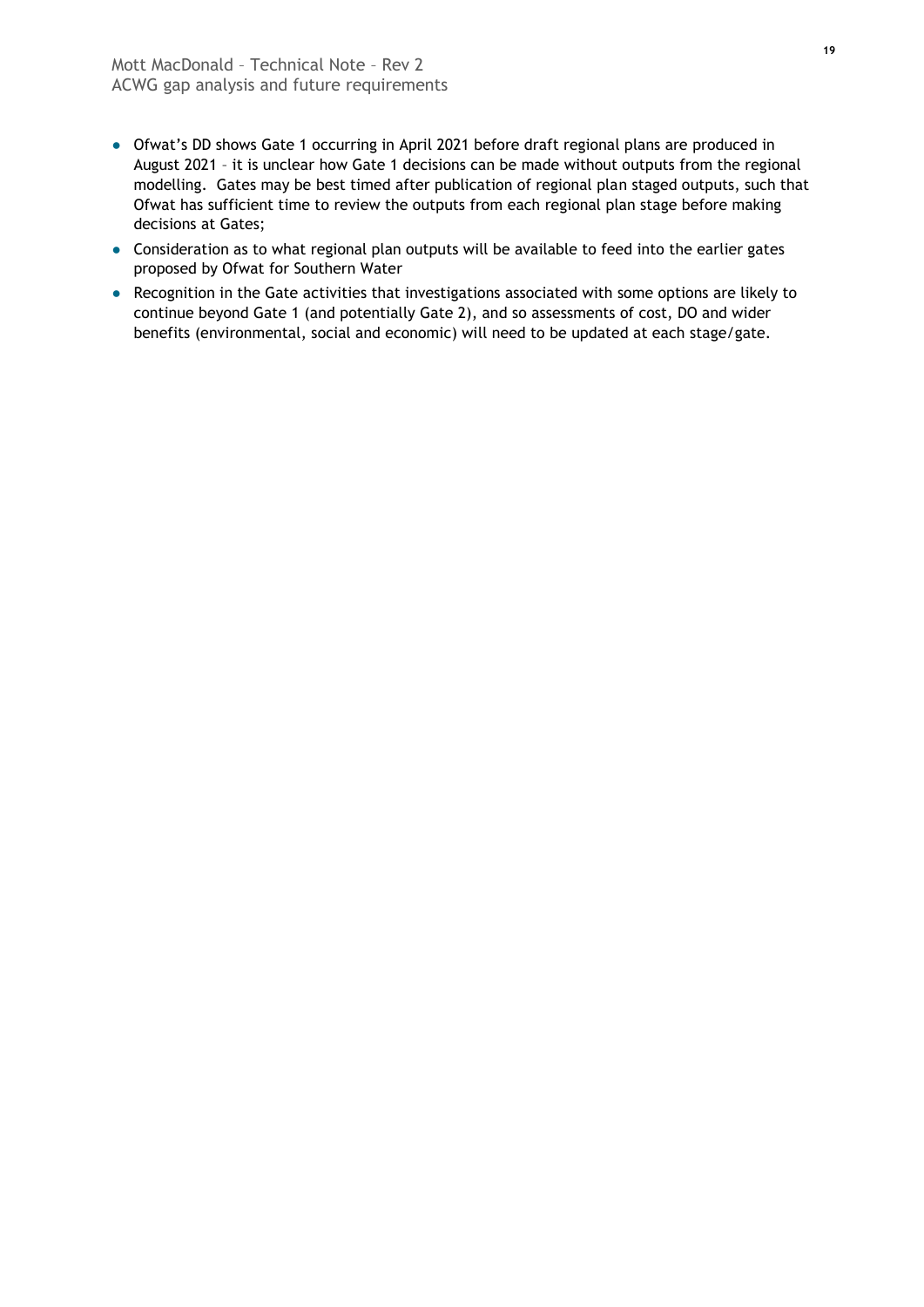- Ofwat's DD shows Gate 1 occurring in April 2021 before draft regional plans are produced in August 2021 – it is unclear how Gate 1 decisions can be made without outputs from the regional modelling. Gates may be best timed after publication of regional plan staged outputs, such that Ofwat has sufficient time to review the outputs from each regional plan stage before making decisions at Gates;
- Consideration as to what regional plan outputs will be available to feed into the earlier gates proposed by Ofwat for Southern Water
- Recognition in the Gate activities that investigations associated with some options are likely to continue beyond Gate 1 (and potentially Gate 2), and so assessments of cost, DO and wider benefits (environmental, social and economic) will need to be updated at each stage/gate.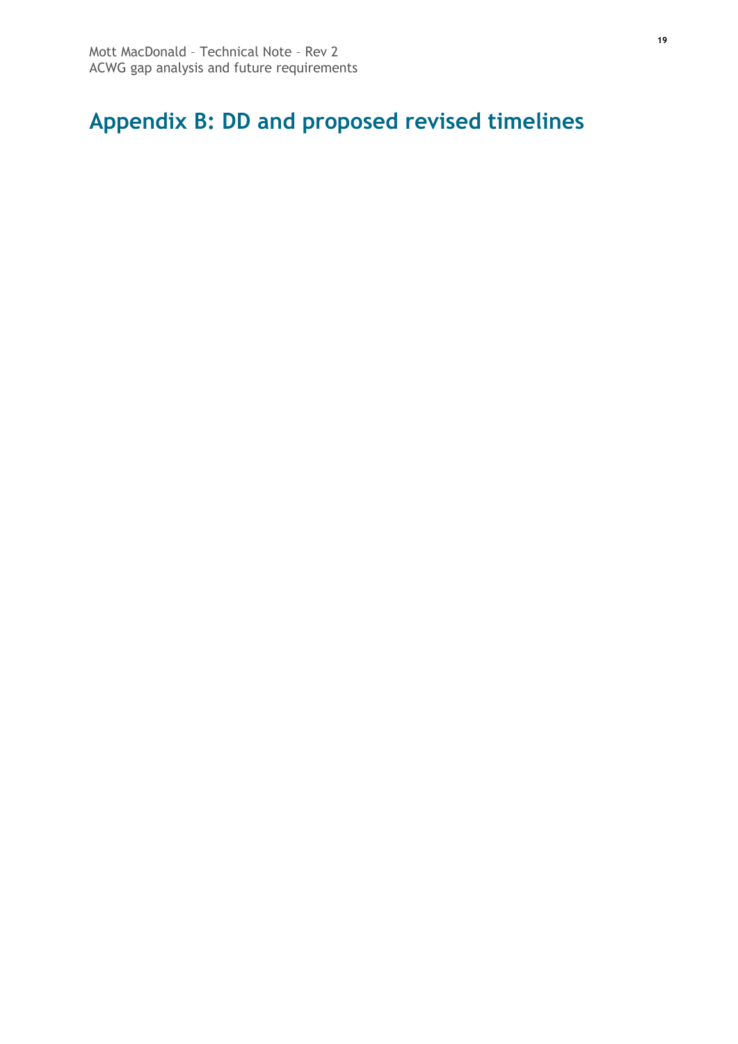# Appendix B: DD and proposed revised timelines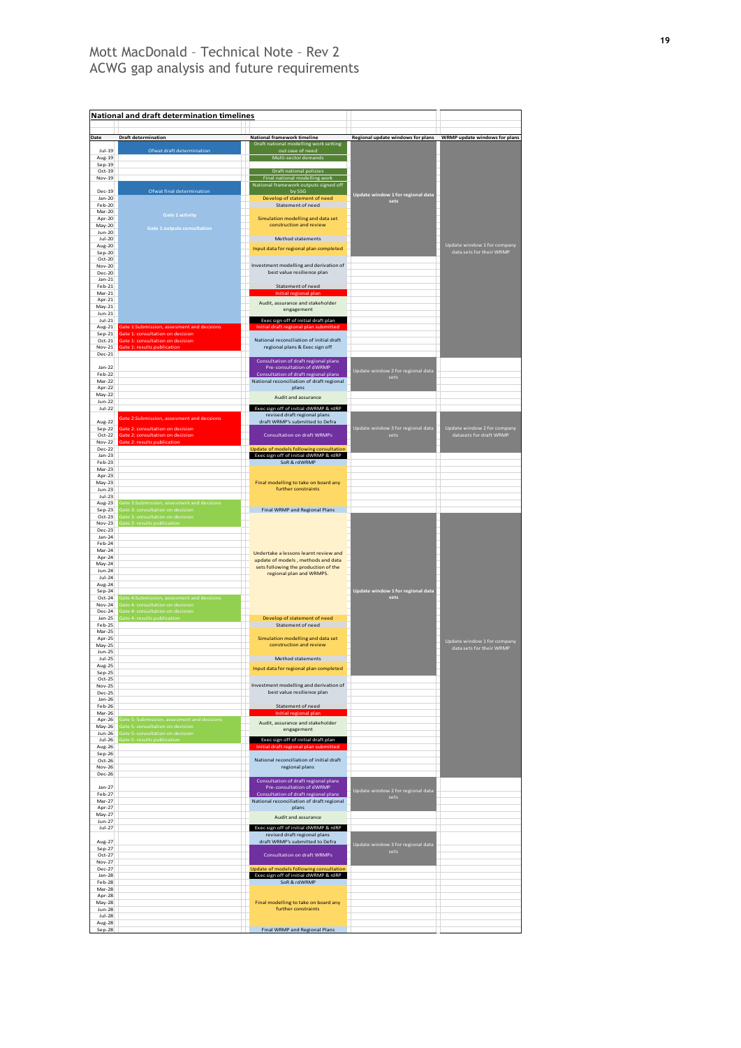## National and draft determination timelines

| Date | Draft determination | National framework timeline | Regional update windows for plans | WRMP update windows for plans |
|---|---|---|---|---|
| Jul-19 | Ofwat draft determination | Draft national modelling work setting out case of need | | |
| Aug-19 | | Multi-sector demands | | |
| Sep-19 | | | | |
| Oct-19 | | Draft national policies | | |
| Nov-19 | | Final national modelling work | | |
| Dec-19 | Ofwat final determination | National framework outputs signed off by SSG | Update window 1 for regional data sets | |
| Jan-20 | | Develop of statement of need | | |
| Feb-20 | | Statement of need | | |
| Mar-20 | Gate 1 activity | | | |
| Apr-20 | | Simulation modelling and data set construction and review | | |
| May-20 | Gate 1 outputs consultation | | | |
| Jun-20 | | | | |
| Jul-20 | | Method statements | | |
| Aug-20 | | Input data for regional plan completed | | Update window 1 for company data sets for their WRMP |
| Sep-20 | | | | |
| Oct-20 | | | | |
| Nov-20 | | Investment modelling and derivation of best value resilience plan | | |
| Dec-20 | | | | |
| Jan-21 | | | | |
| Feb-21 | | Statement of need | | |
| Mar-21 | | Initial regional plan | | |
| Apr-21 | | Audit, assurance and stakeholder engagement | | |
| May-21 | | | | |
| Jun-21 | | | | |
| Jul-21 | | Exec sign off of initial draft plan | | |
| Aug-21 | Gate 1:Submission, assesment and decisions | Initial draft regional plan submitted | | |
| Sep-21 | Gate 1: consultation on decision | | | |
| Oct-21 | Gate 1: consultation on decision | National reconciliation of initial draft regional plans & Exec sign off | | |
| Nov-21 | Gate 1: results publication | | | |
| Dec-21 | | | | |
| Jan-22 | | Consultation of draft regional plans<br>Pre-consultation of dWRMP<br>Consultation of draft regional plans | Update window 2 for regional data sets | |
| Feb-22 | | | | |
| Mar-22 | | National reconciliation of draft regional plans | | |
| Apr-22 | | | | |
| May-22 | | Audit and assurance | | |
| Jun-22 | | | | |
| Jul-22 | | Exec sign off of initial dWRMP & rdRP | | |
| Aug-22 | Gate 2:Submission, assesment and decisions | revised draft regional plans<br>draft WRMP's submitted to Defra | | |
| Sep-22 | Gate 2: consultation on decision | Consultation on draft WRMPs | Update window 3 for regional data sets | Update window 2 for company datasets for draft WRMP |
| Oct-22 | Gate 2: consultation on decision | | | |
| Nov-22 | Gate 2: results publication | | | |
| Dec-22 | | Update of models following consultation | | |
| Jan-23 | | Exec sign off of initial dWRMP & rdRP | | |
| Feb-23 | | SoR & rdWRMP | | |
| Mar-23 | | | | |
| Apr-23 | | | | |
| May-23 | | Final modelling to take on board any further constraints | | |
| Jun-23 | | | | |
| Jul-23 | | | | |
| Aug-23 | Gate 3:Submission, assesment and decisions | | | |
| Sep-23 | Gate 3: consultation on decision | Final WRMP and Regional Plans | | |
| Oct-23 | Gate 3: consultation on decision | | | |
| Nov-23 | Gate 3: results publication | | | |
| Dec-23 | | | | |
| Jan-24 | | | | |
| Feb-24 | | | | |
| Mar-24 | | | | |
| Apr-24 | | Undertake a lessons learnt review and update of models , methods and data sets following the production of the regional plan and WRMPS. | | |
| May-24 | | | | |
| Jun-24 | | | | |
| Jul-24 | | | | |
| Aug-24 | | | | |
| Sep-24 | | | Update window 1 for regional data sets | |
| Oct-24 | Gate 4:Submission, assesment and decisions | | | |
| Nov-24 | Gate 4: consultation on decision | | | |
| Dec-24 | Gate 4: consultation on decision | | | |
| Jan-25 | Gate 4: results publication | Develop of statement of need | | |
| Feb-25 | | Statement of need | | |
| Mar-25 | | | | |
| Apr-25 | | Simulation modelling and data set construction and review | | Update window 1 for company data sets for their WRMP |
| May-25 | | | | |
| Jun-25 | | | | |
| Jul-25 | | Method statements | | |
| Aug-25 | | Input data for regional plan completed | | |
| Sep-25 | | | | |
| Oct-25 | | | | |
| Nov-25 | | Investment modelling and derivation of best value resilience plan | | |
| Dec-25 | | | | |
| Jan-26 | | | | |
| Feb-26 | | Statement of need | | |
| Mar-26 | | Initial regional plan | | |
| Apr-26 | Gate 5: Submission, assesment and decisions | Audit, assurance and stakeholder engagement | | |
| May-26 | Gate 5: consultation on decision | | | |
| Jun-26 | Gate 5: consultation on decision | | | |
| Jul-26 | Gate 5: results publication | Exec sign off of initial draft plan | | |
| Aug-26 | | Initial draft regional plan submitted | | |
| Sep-26 | | | | |
| Oct-26 | | National reconciliation of initial draft regional plans | | |
| Nov-26 | | | | |
| Dec-26 | | | | |
| Jan-27 | | Consultation of draft regional plans<br>Pre-consultation of dWRMP<br>Consultation of draft regional plans | Update window 2 for regional data sets | |
| Feb-27 | | | | |
| Mar-27 | | National reconciliation of draft regional plans | | |
| Apr-27 | | | | |
| May-27 | | Audit and assurance | | |
| Jun-27 | | | | |
| Jul-27 | | Exec sign off of initial dWRMP & rdRP | | |
| Aug-27 | | revised draft regional plans<br>draft WRMP's submitted to Defra | Update window 3 for regional data sets | |
| Sep-27 | | | | |
| Oct-27 | | Consultation on draft WRMPs | | |
| Nov-27 | | | | |
| Dec-27 | | Update of models following consultation | | |
| Jan-28 | | Exec sign off of initial dWRMP & rdRP | | |
| Feb-28 | | SoR & rdWRMP | | |
| Mar-28 | | | | |
| Apr-28 | | | | |
| May-28 | | Final modelling to take on board any further constraints | | |
| Jun-28 | | | | |
| Jul-28 | | | | |
| Aug-28 | | | | |
| Sep-28 | | Final WRMP and Regional Plans | | |